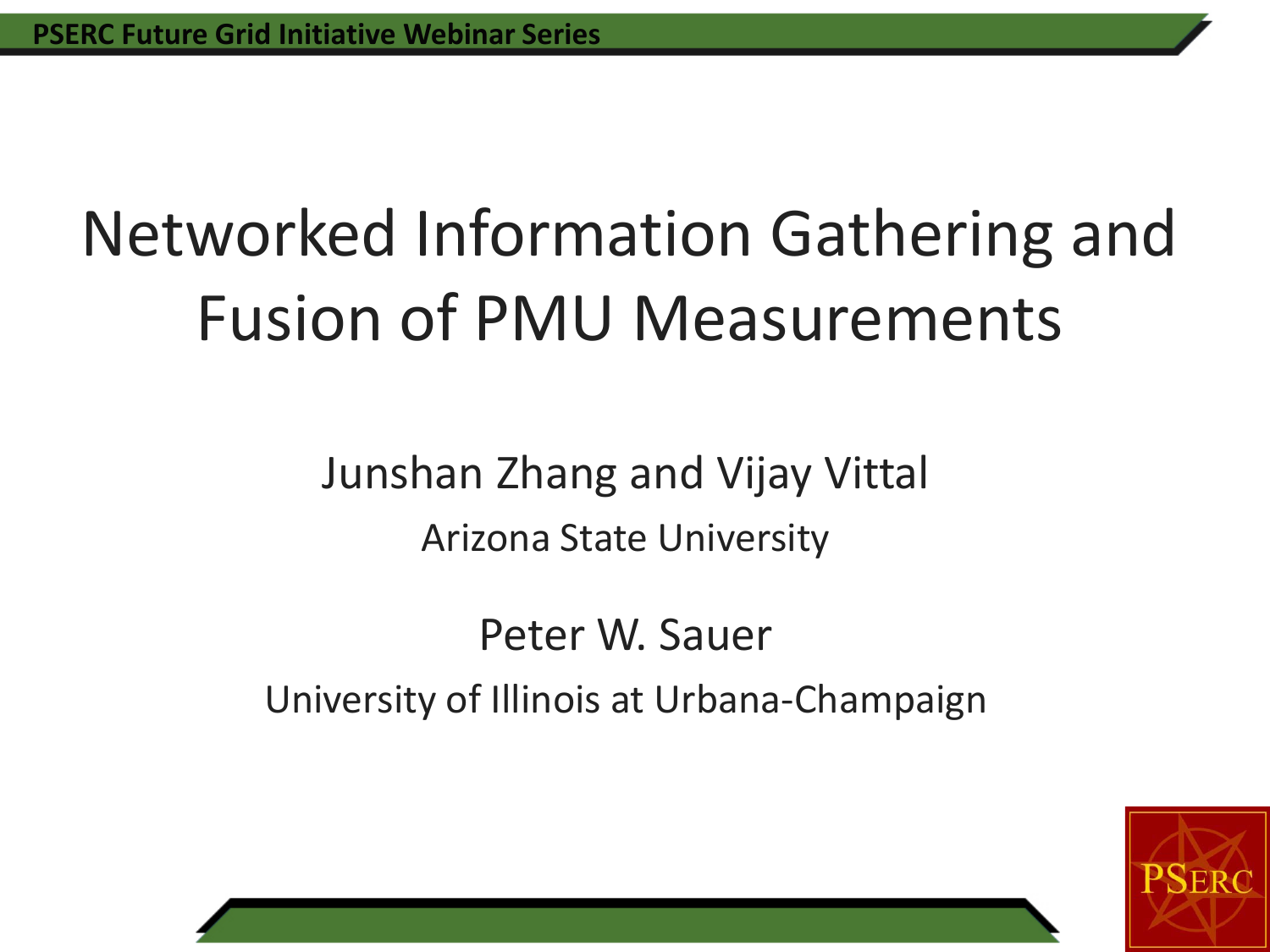# Networked Information Gathering and Fusion of PMU Measurements

Junshan Zhang and Vijay Vittal

Arizona State University

Peter W. Sauer

University of Illinois at Urbana-Champaign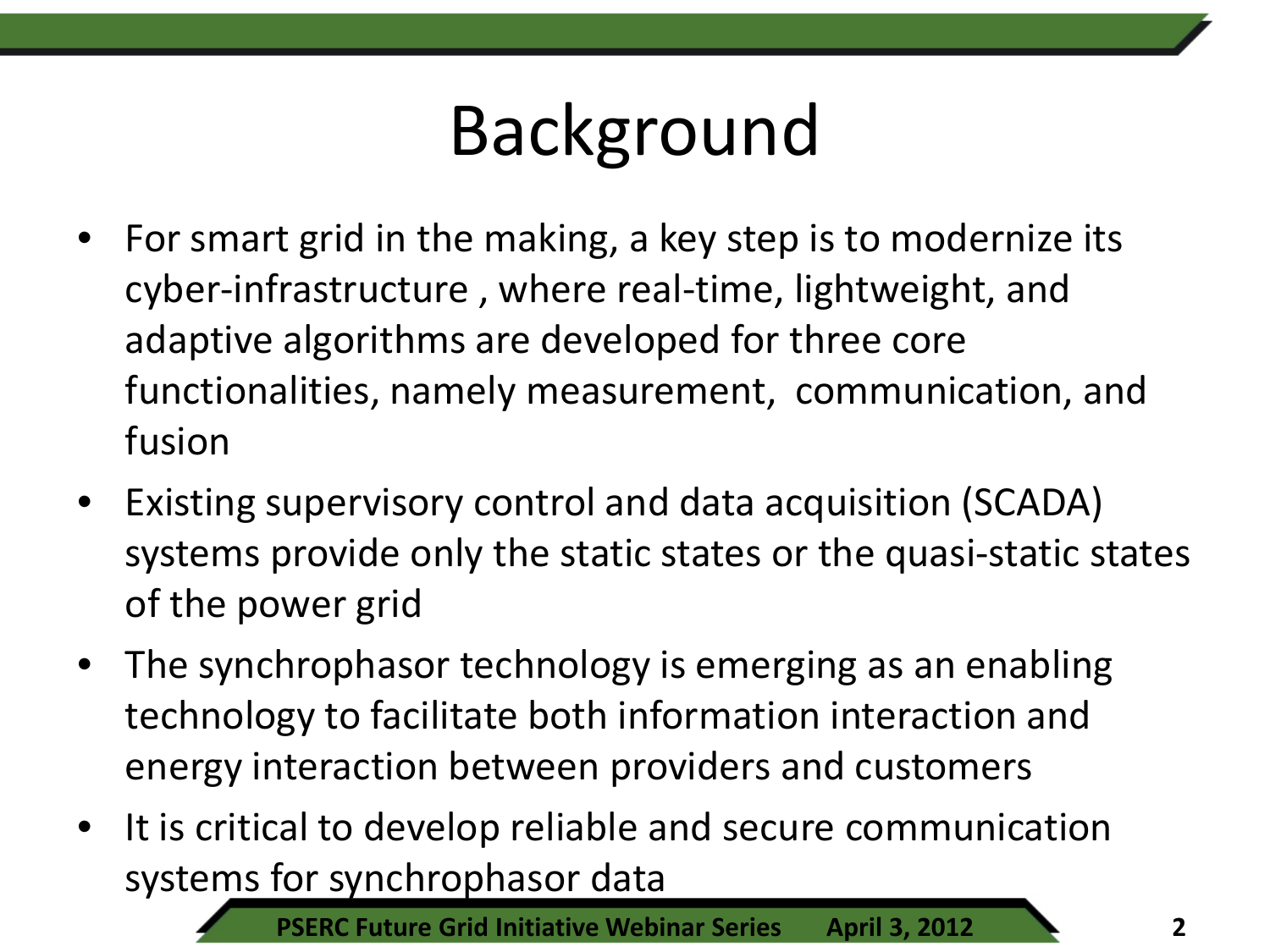# Background

- For smart grid in the making, a key step is to modernize its cyber-infrastructure , where real-time, lightweight, and adaptive algorithms are developed for three core functionalities, namely measurement,  communication, and fusion
- Existing supervisory control and data acquisition (SCADA) systems provide only the static states or the quasi-static states of the power grid
- The synchrophasor technology is emerging as an enabling technology to facilitate both information interaction and energy interaction between providers and customers
- It is critical to develop reliable and secure communication systems for synchrophasor data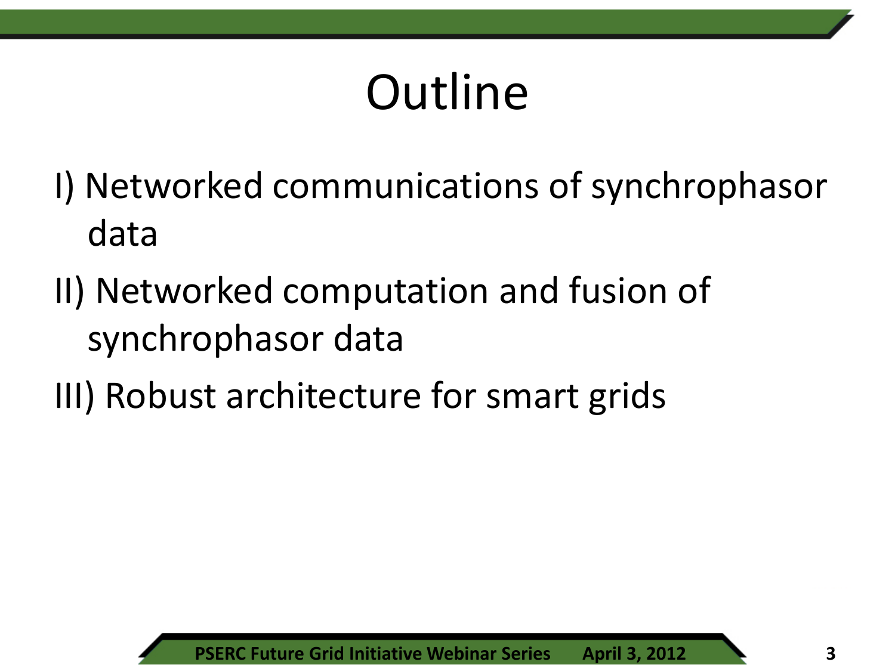# Outline

I) Networked communications of synchrophasor data

II) Networked computation and fusion of synchrophasor data

III) Robust architecture for smart grids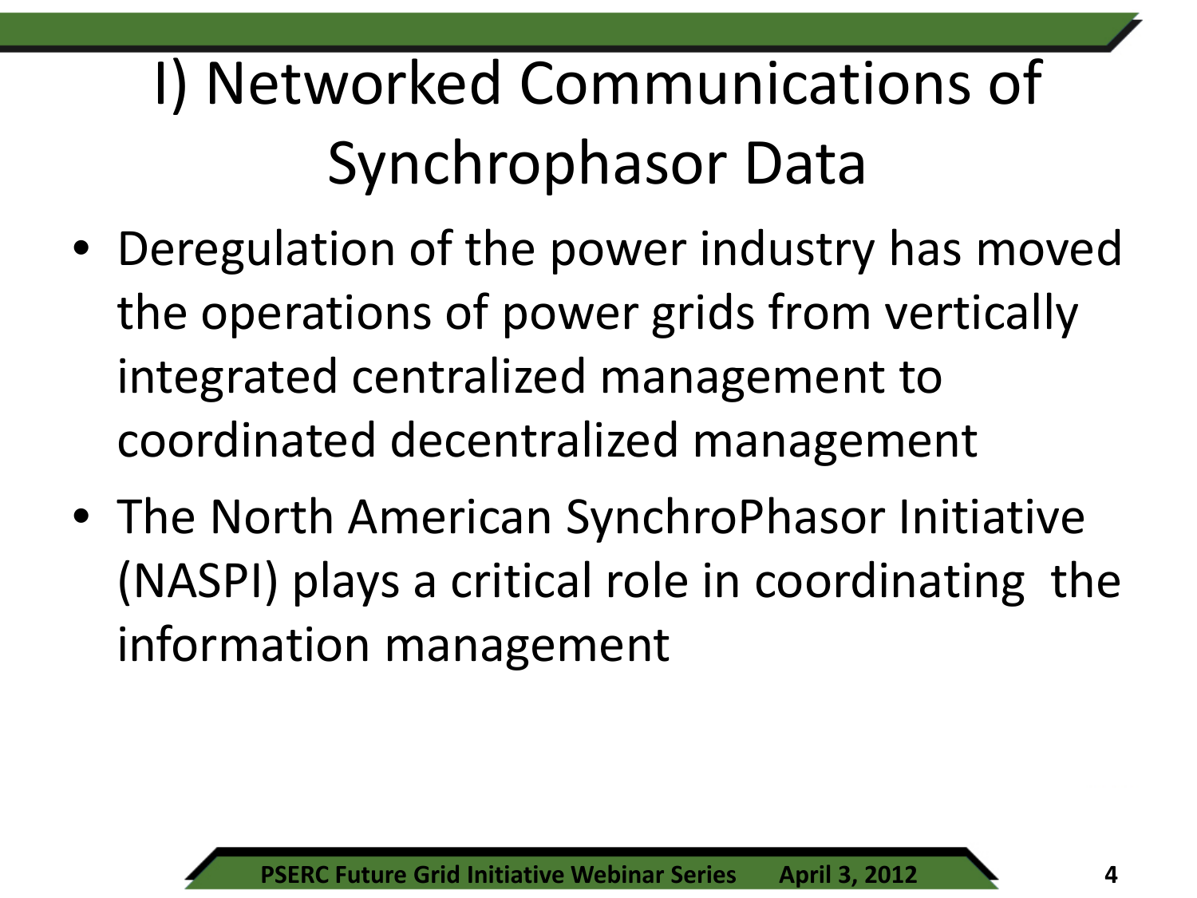# I) Networked Communications of Synchrophasor Data

- Deregulation of the power industry has moved the operations of power grids from vertically integrated centralized management to coordinated decentralized management
- The North American SynchroPhasor Initiative (NASPI) plays a critical role in coordinating the information management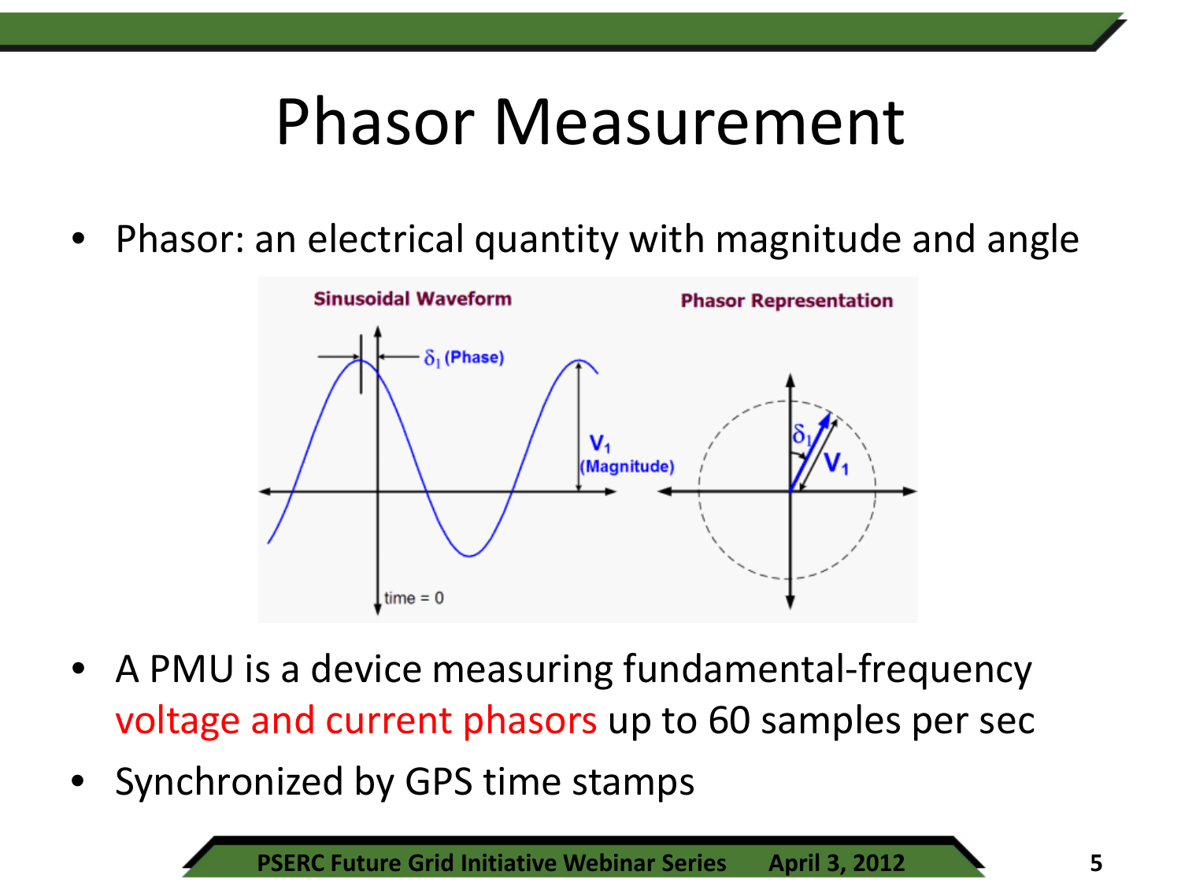# Phasor Measurement

- Phasor: an electrical quantity with magnitude and angle

Sinusoidal Waveform

Phasor Representation

$\delta_1$ (Phase)

$V_1$ (Magnitude)

time = 0

$\delta_1$

$V_1$

- A PMU is a device measuring fundamental-frequency voltage and current phasors up to 60 samples per sec
- Synchronized by GPS time stamps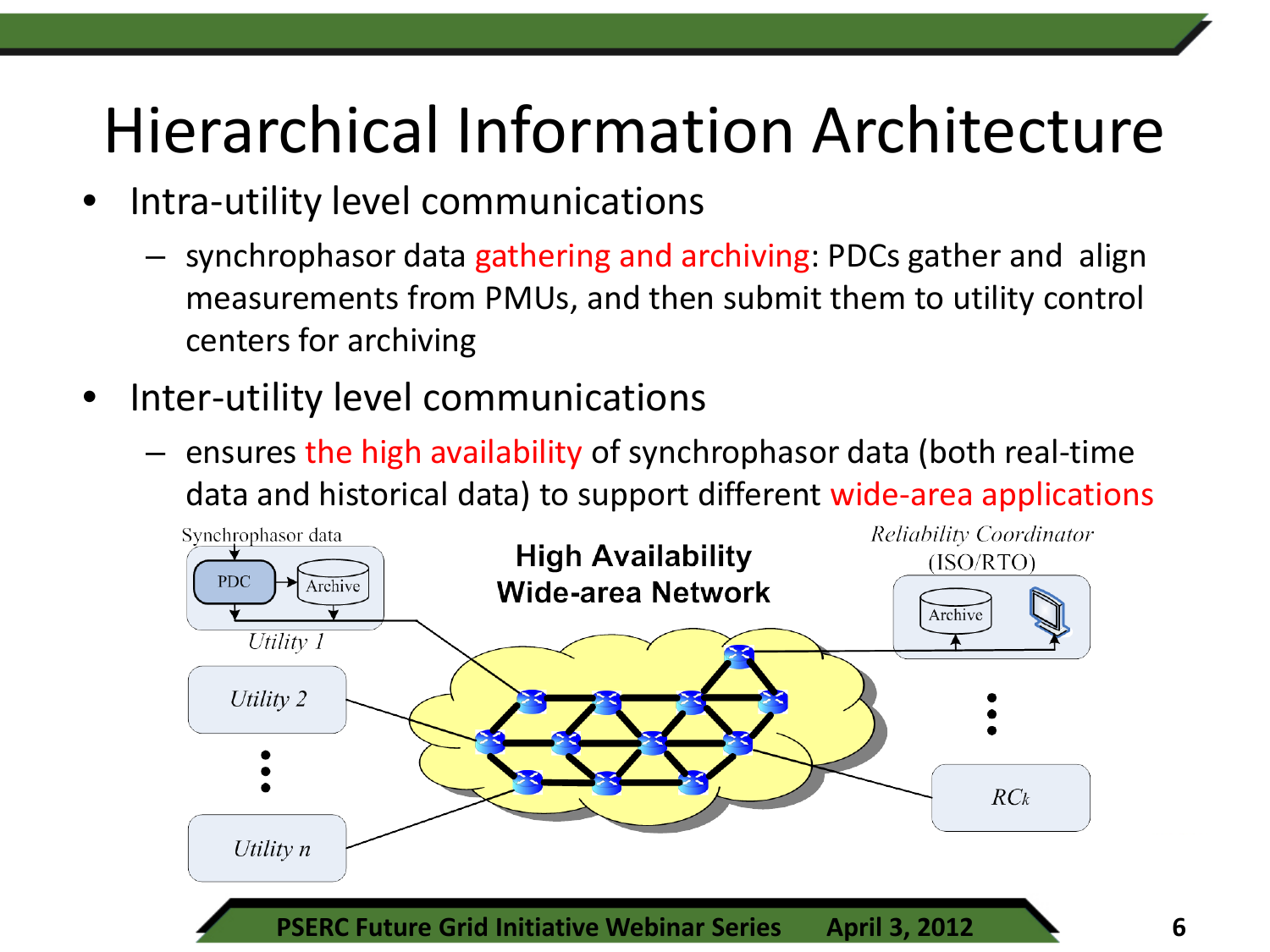# Hierarchical Information Architecture

- Intra-utility level communications
  - synchrophasor data gathering and archiving: PDCs gather and align measurements from PMUs, and then submit them to utility control centers for archiving
- Inter-utility level communications
  - ensures the high availability of synchrophasor data (both real-time data and historical data) to support different wide-area applications

Synchrophasor data

PDC

Archive

Utility 1

Utility 2

Utility n

High Availability Wide-area Network

Reliability Coordinator (ISO/RTO)

Archive

$RC_k$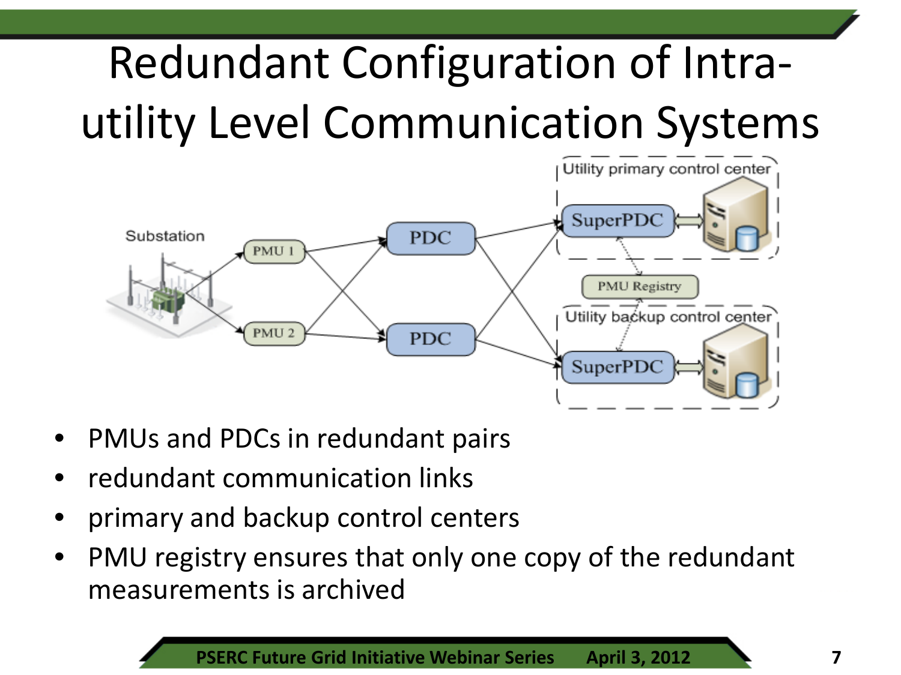# Redundant Configuration of Intra-utility Level Communication Systems

- PMUs and PDCs in redundant pairs
- redundant communication links
- primary and backup control centers
- PMU registry ensures that only one copy of the redundant measurements is archived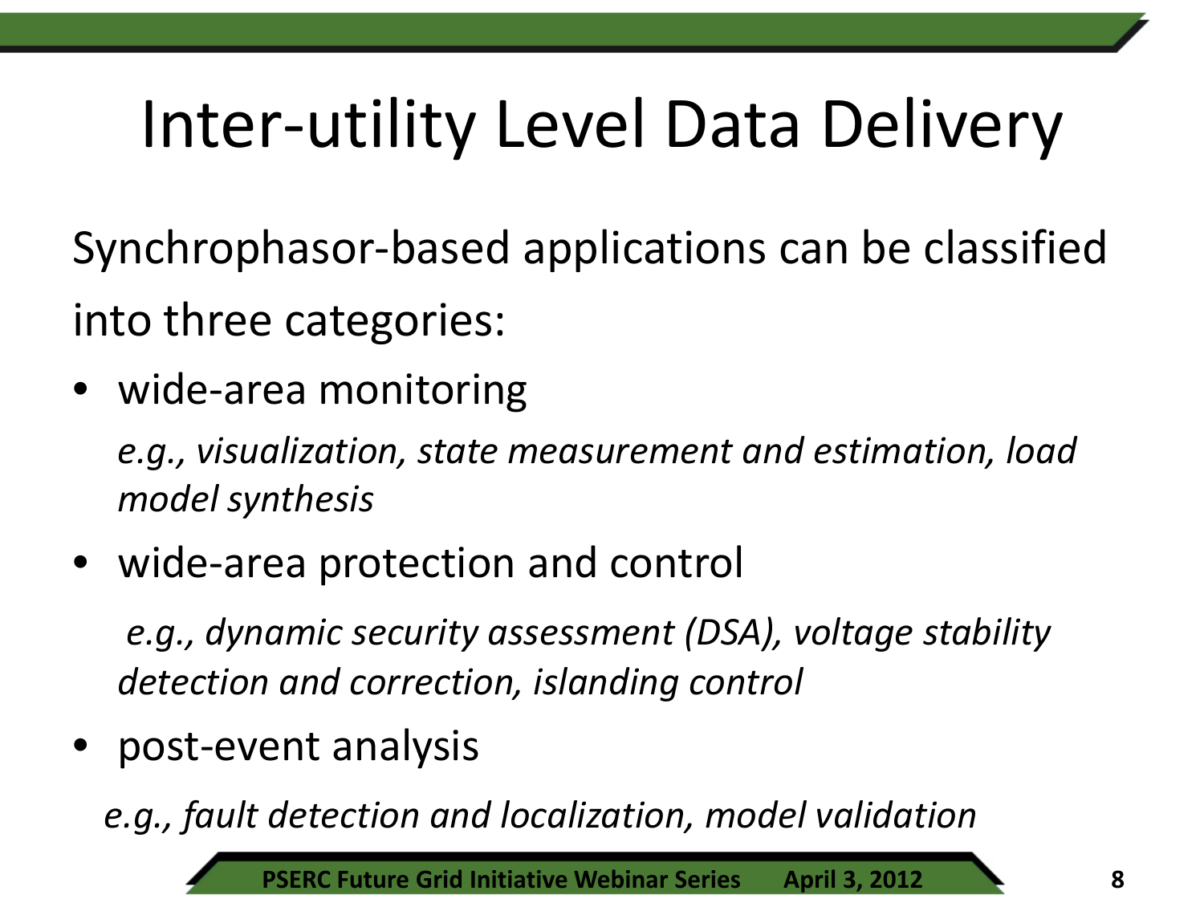# Inter-utility Level Data Delivery

Synchrophasor-based applications can be classified into three categories:

- wide-area monitoring

  *e.g., visualization, state measurement and estimation, load model synthesis*

- wide-area protection and control

  *e.g., dynamic security assessment (DSA), voltage stability detection and correction, islanding control*

- post-event analysis

  *e.g., fault detection and localization, model validation*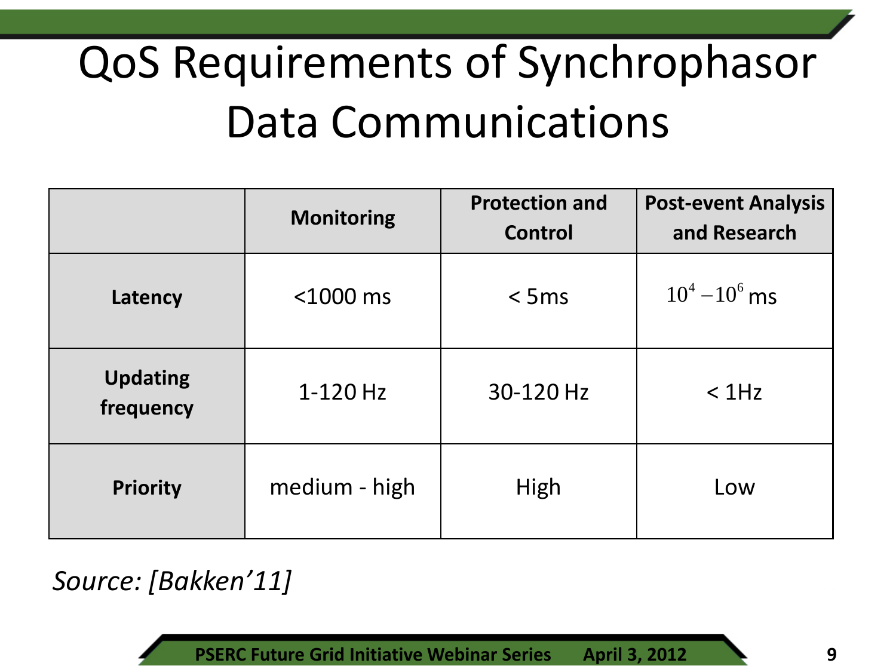# QoS Requirements of Synchrophasor Data Communications

| | **Monitoring** | **Protection and Control** | **Post-event Analysis and Research** |
|---|---|---|---|
| **Latency** | <1000 ms | < 5ms | $10^4 - 10^6$ ms |
| **Updating frequency** | 1-120 Hz | 30-120 Hz | < 1Hz |
| **Priority** | medium - high | High | Low |

*Source: [Bakken'11]*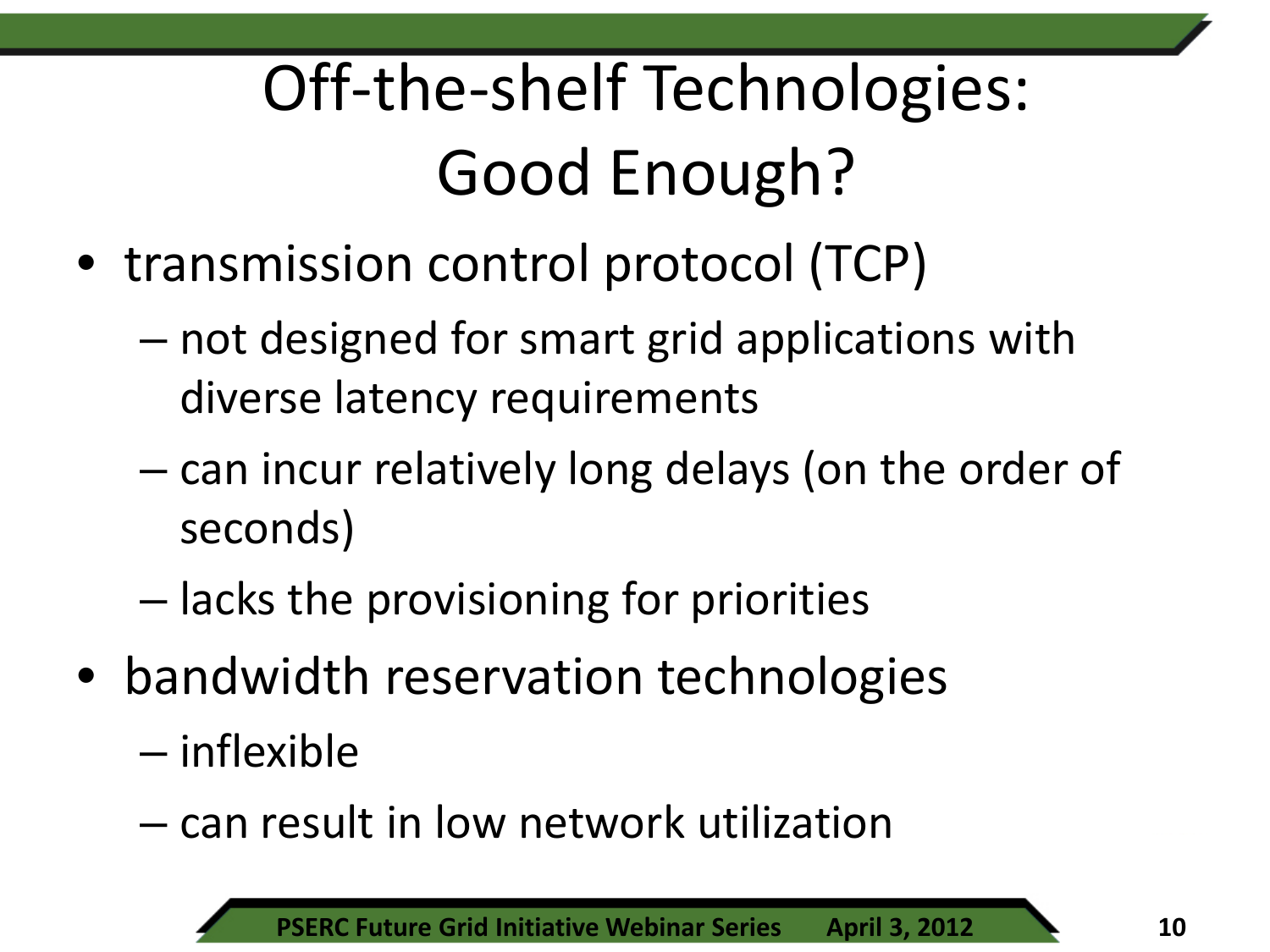# Off-the-shelf Technologies: Good Enough?

- transmission control protocol (TCP)
  - not designed for smart grid applications with diverse latency requirements
  - can incur relatively long delays (on the order of seconds)
  - lacks the provisioning for priorities
- bandwidth reservation technologies
  - inflexible
  - can result in low network utilization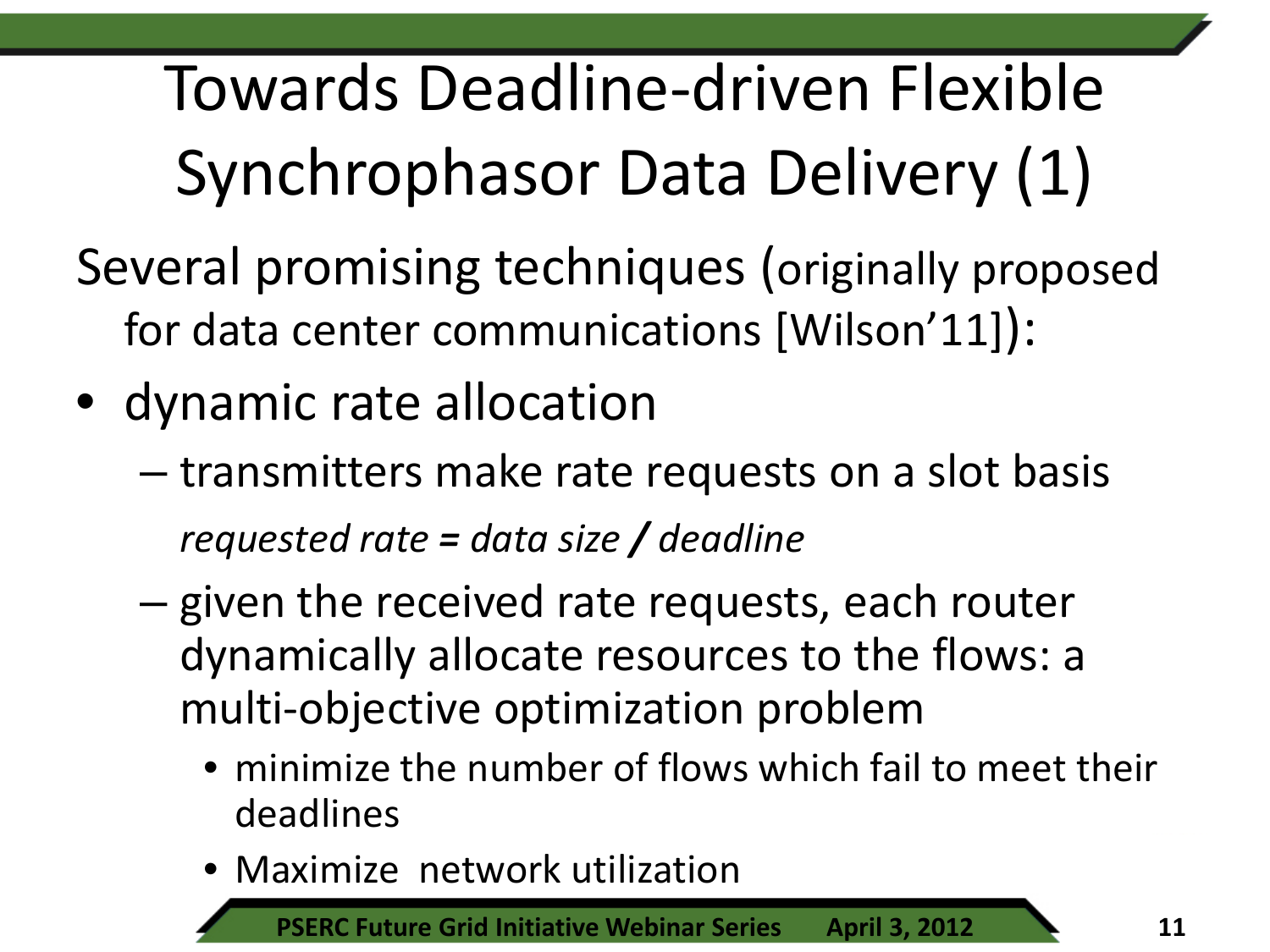# Towards Deadline-driven Flexible Synchrophasor Data Delivery (1)

Several promising techniques (originally proposed for data center communications [Wilson'11]):

- dynamic rate allocation
  - transmitters make rate requests on a slot basis

    *requested rate = data size / deadline*
  - given the received rate requests, each router dynamically allocate resources to the flows: a multi-objective optimization problem
    - minimize the number of flows which fail to meet their deadlines
    - Maximize network utilization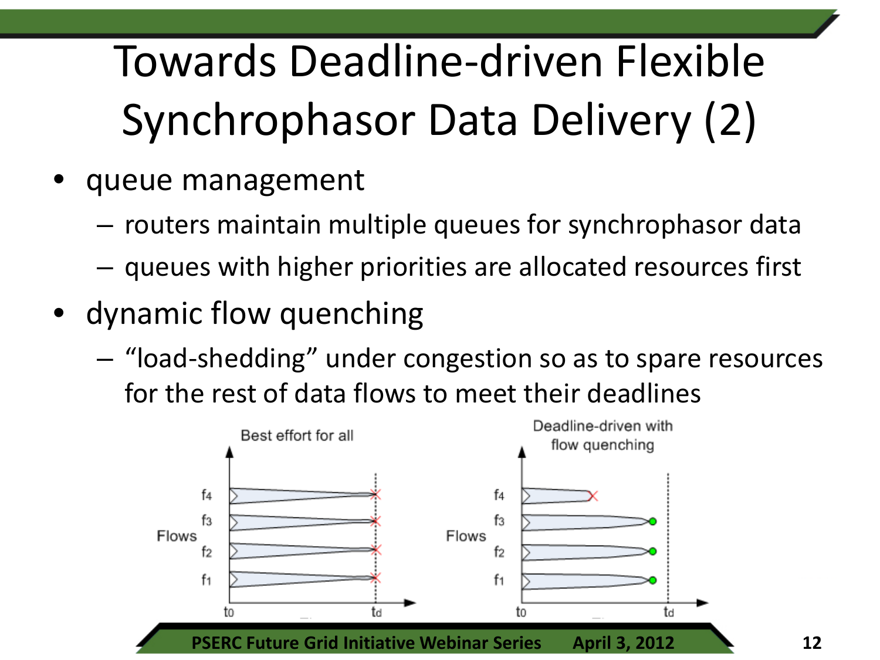# Towards Deadline-driven Flexible Synchrophasor Data Delivery (2)

- queue management
  - routers maintain multiple queues for synchrophasor data
  - queues with higher priorities are allocated resources first
- dynamic flow quenching
  - "load-shedding" under congestion so as to spare resources for the rest of data flows to meet their deadlines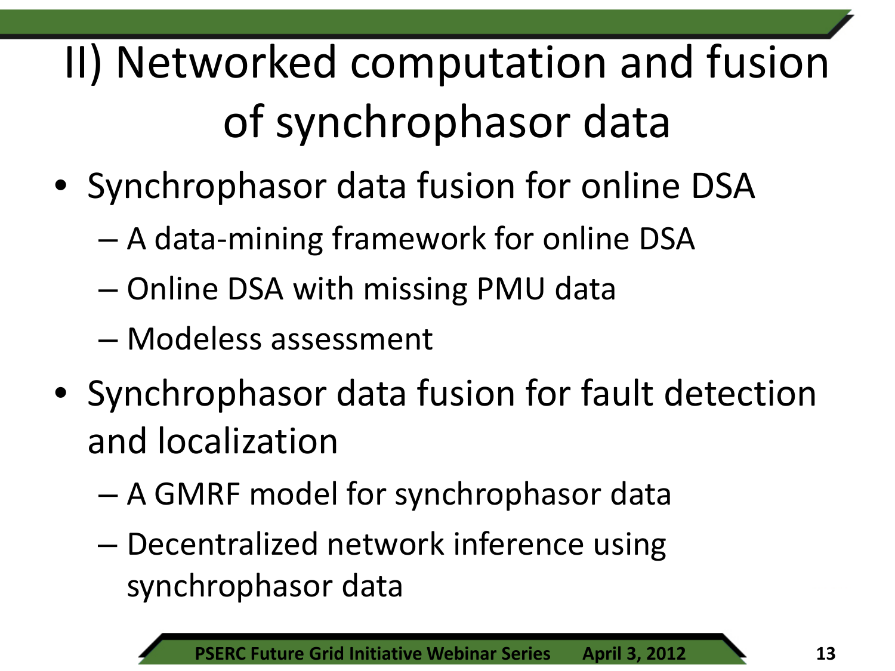# II) Networked computation and fusion of synchrophasor data

- Synchrophasor data fusion for online DSA
  - A data-mining framework for online DSA
  - Online DSA with missing PMU data
  - Modeless assessment
- Synchrophasor data fusion for fault detection and localization
  - A GMRF model for synchrophasor data
  - Decentralized network inference using synchrophasor data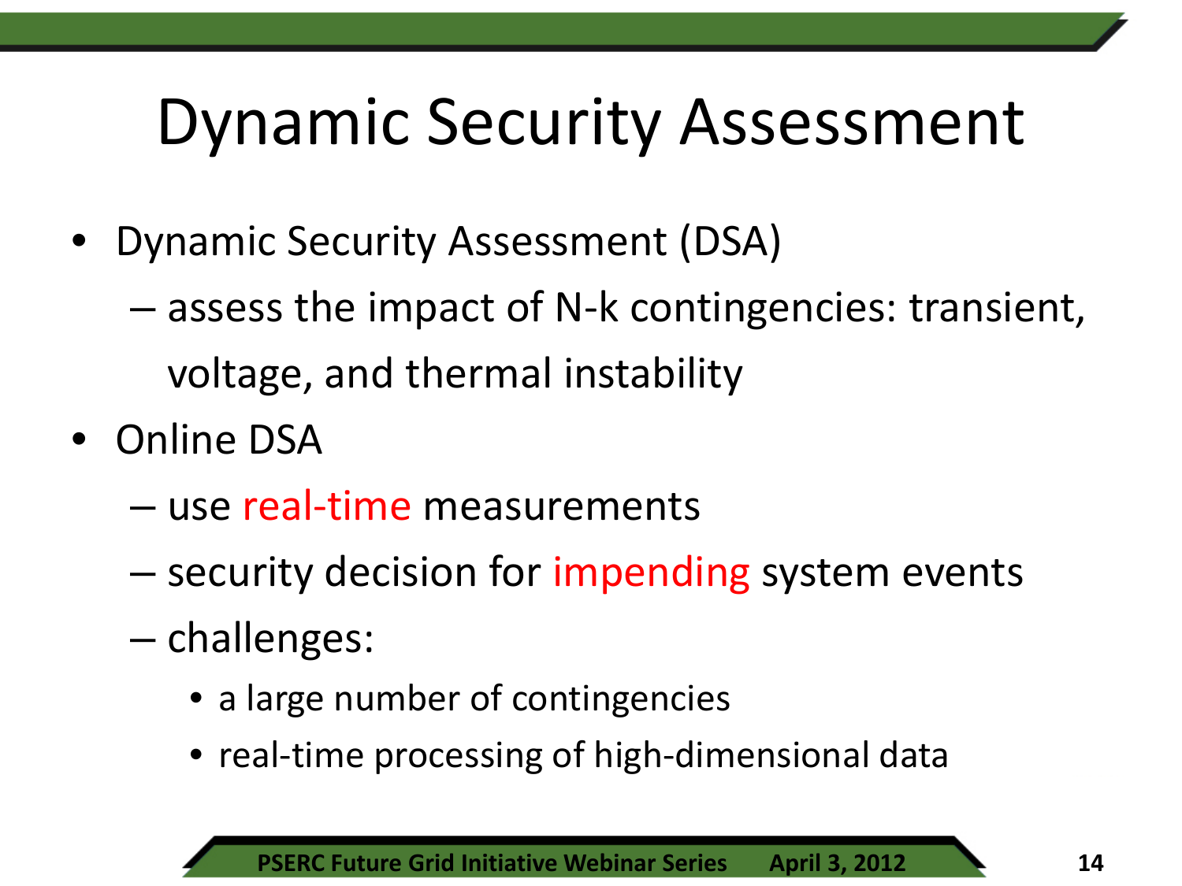# Dynamic Security Assessment

- Dynamic Security Assessment (DSA)
  - assess the impact of N-k contingencies: transient, voltage, and thermal instability
- Online DSA
  - use real-time measurements
  - security decision for impending system events
  - challenges:
    - a large number of contingencies
    - real-time processing of high-dimensional data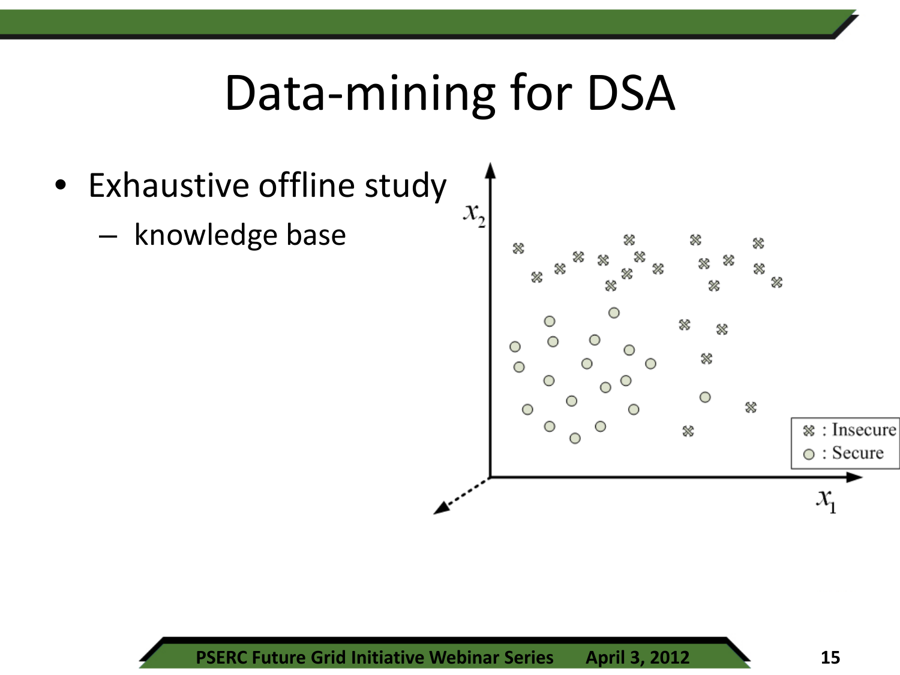# Data-mining for DSA

- Exhaustive offline study
  - knowledge base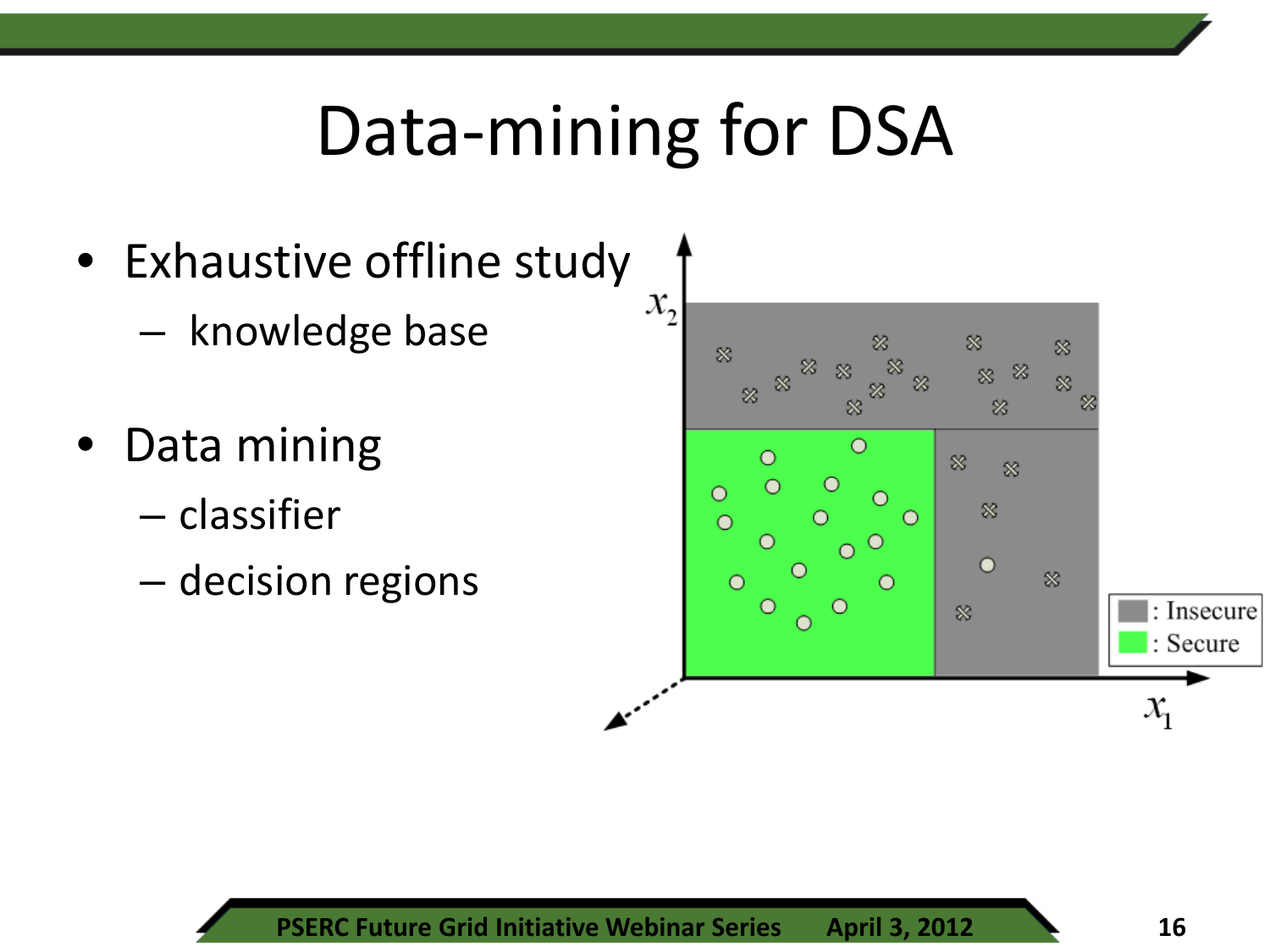# Data-mining for DSA

- Exhaustive offline study
  - knowledge base
- Data mining
  - classifier
  - decision regions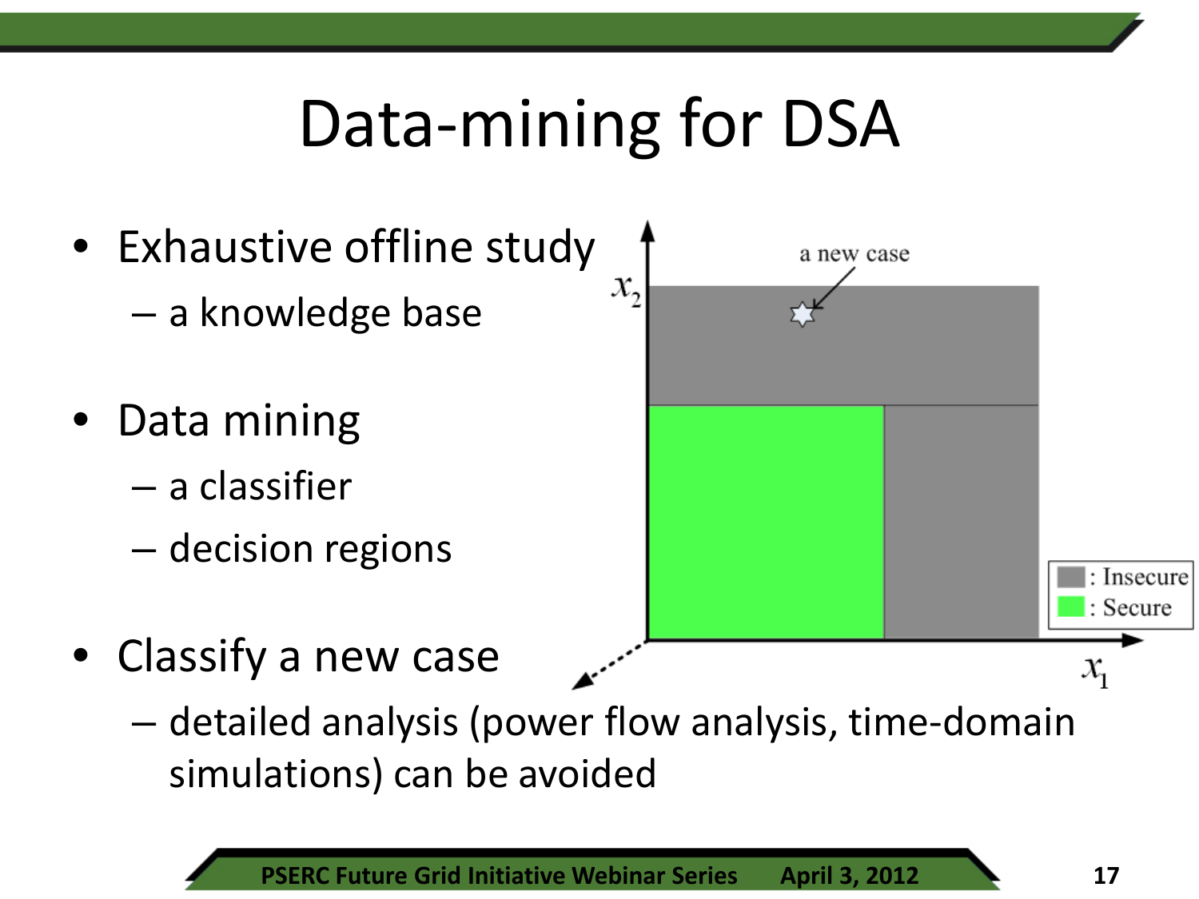# Data-mining for DSA

- Exhaustive offline study
  - a knowledge base
- Data mining
  - a classifier
  - decision regions
- Classify a new case
  - detailed analysis (power flow analysis, time-domain simulations) can be avoided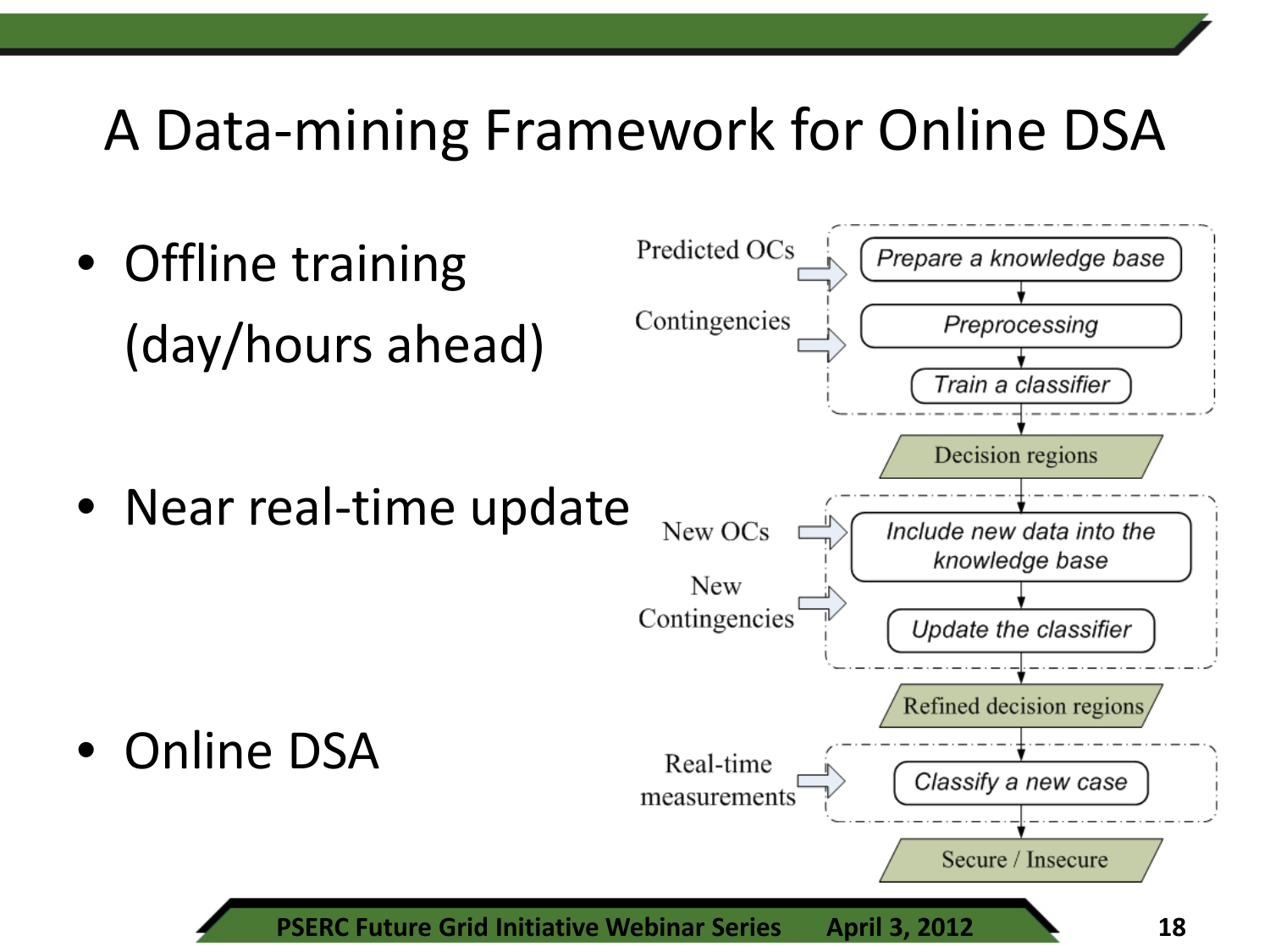# A Data-mining Framework for Online DSA

- Offline training (day/hours ahead)
- Near real-time update
- Online DSA

Predicted OCs → Prepare a knowledge base

Contingencies → Preprocessing

Train a classifier

Decision regions

New OCs → Include new data into the knowledge base

New Contingencies → Update the classifier

Refined decision regions

Real-time measurements → Classify a new case

Secure / Insecure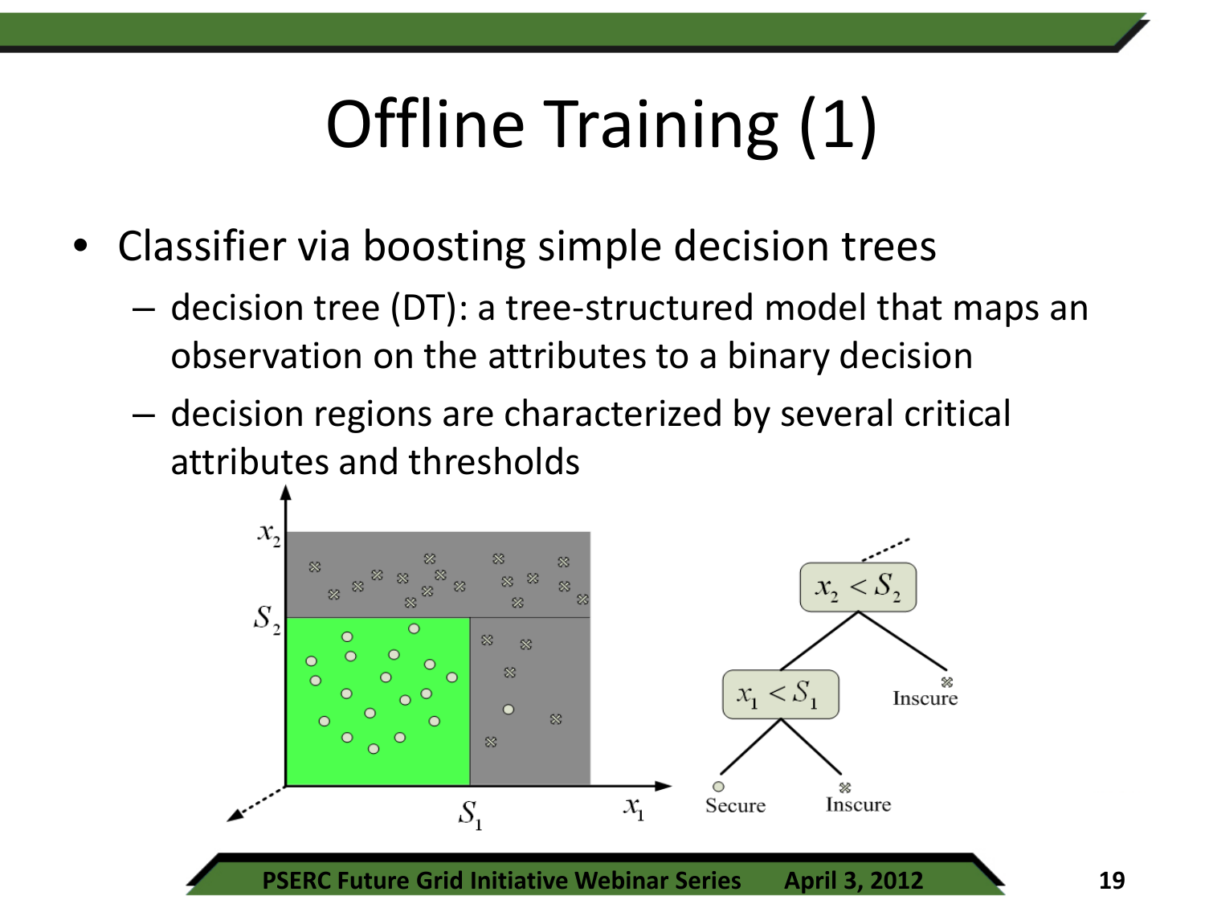# Offline Training (1)

- Classifier via boosting simple decision trees
  - decision tree (DT): a tree-structured model that maps an observation on the attributes to a binary decision
  - decision regions are characterized by several critical attributes and thresholds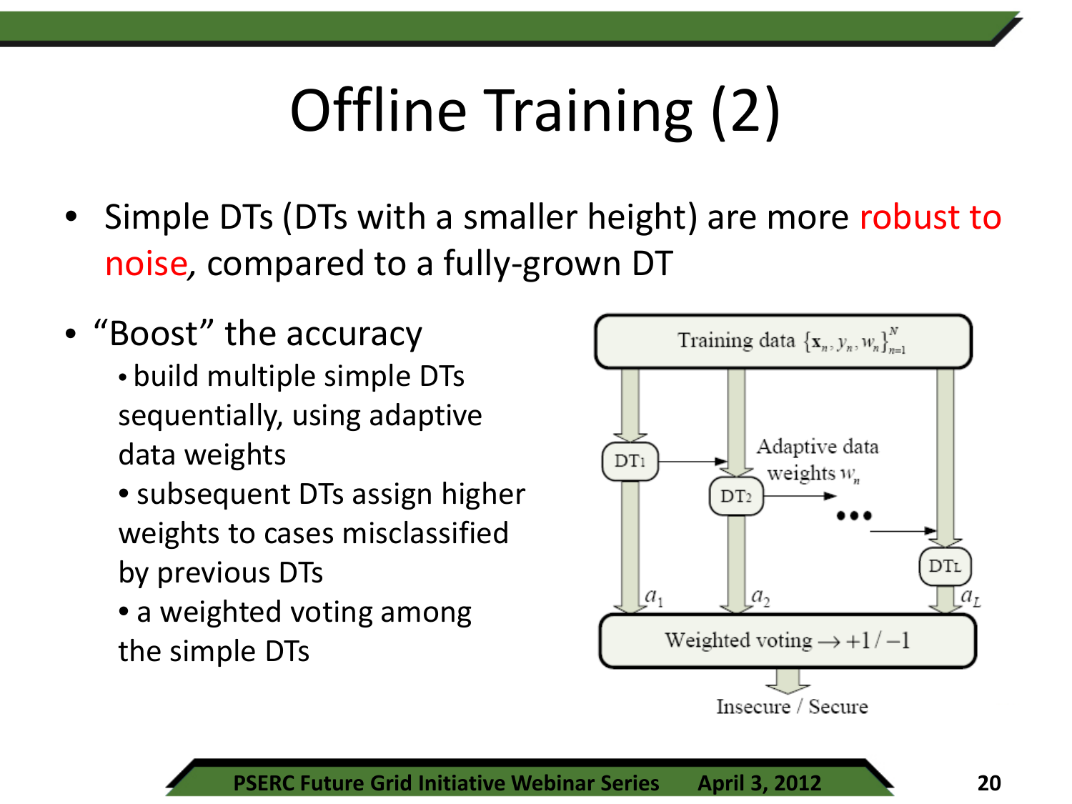# Offline Training (2)

- Simple DTs (DTs with a smaller height) are more robust to noise, compared to a fully-grown DT
- "Boost" the accuracy
  - build multiple simple DTs sequentially, using adaptive data weights
  - subsequent DTs assign higher weights to cases misclassified by previous DTs
  - a weighted voting among the simple DTs

Training data $\{\mathbf{x}_n, y_n, w_n\}_{n=1}^{N}$

DT1, DT2, ..., DTL

Adaptive data weights $w_n$

$a_1$, $a_2$, $a_L$

Weighted voting $\rightarrow +1/-1$

Insecure / Secure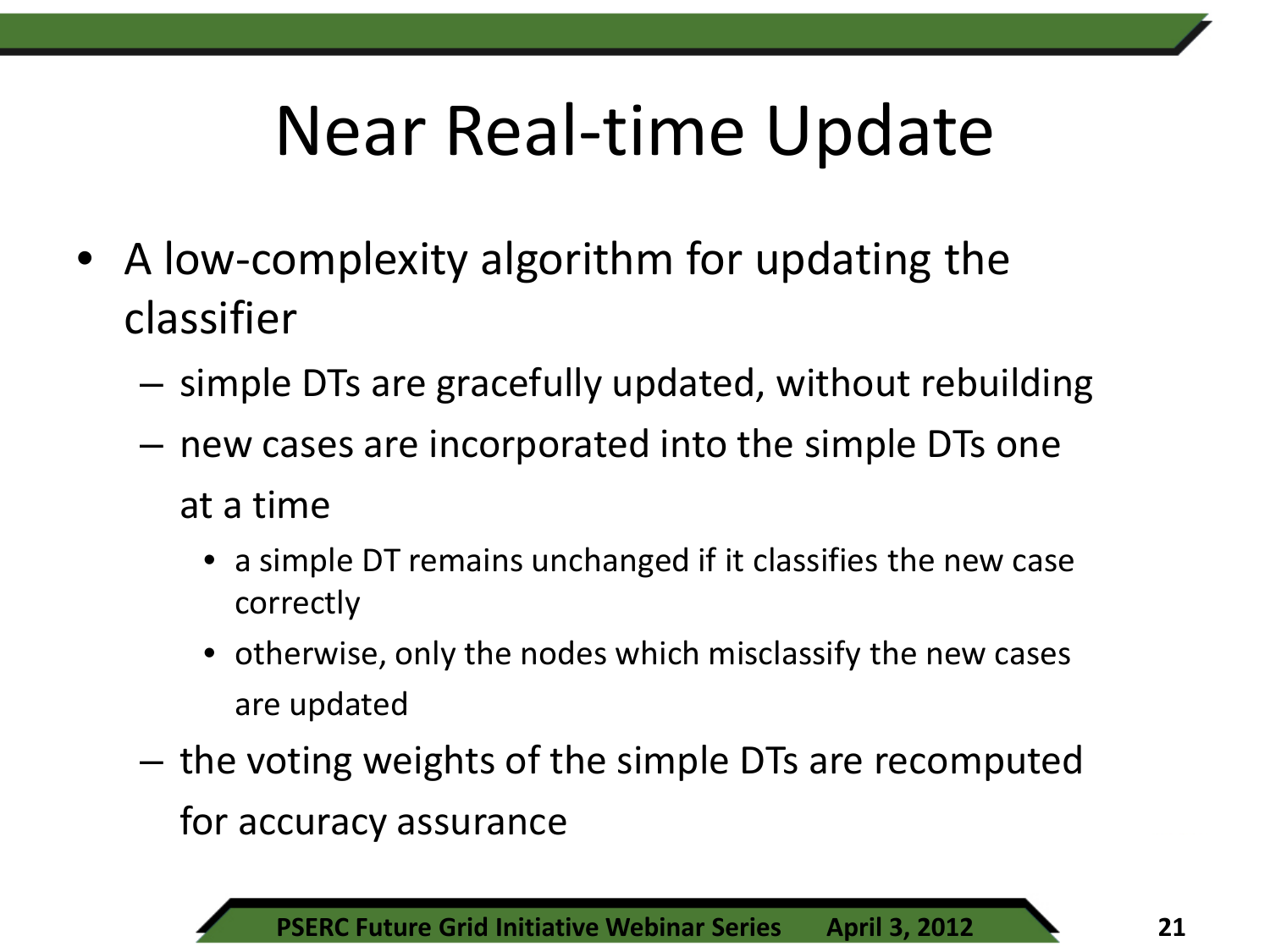# Near Real-time Update

- A low-complexity algorithm for updating the classifier
  - simple DTs are gracefully updated, without rebuilding
  - new cases are incorporated into the simple DTs one at a time
    - a simple DT remains unchanged if it classifies the new case correctly
    - otherwise, only the nodes which misclassify the new cases are updated
  - the voting weights of the simple DTs are recomputed for accuracy assurance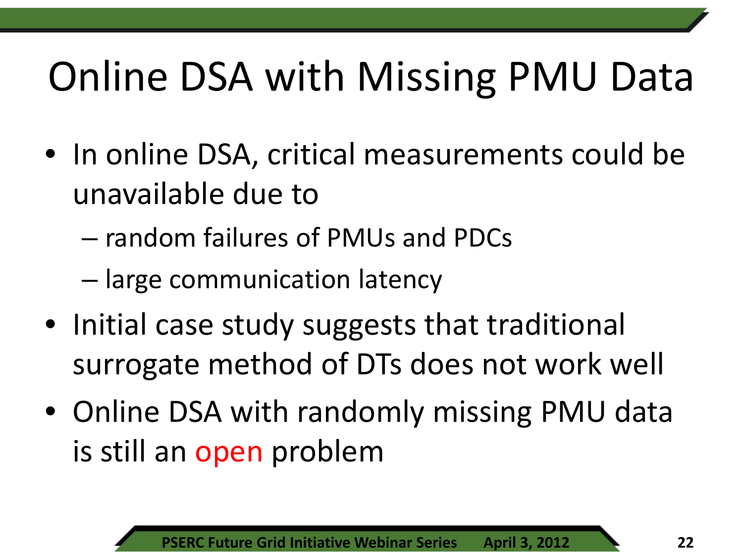# Online DSA with Missing PMU Data

- In online DSA, critical measurements could be unavailable due to
  - random failures of PMUs and PDCs
  - large communication latency
- Initial case study suggests that traditional surrogate method of DTs does not work well
- Online DSA with randomly missing PMU data is still an open problem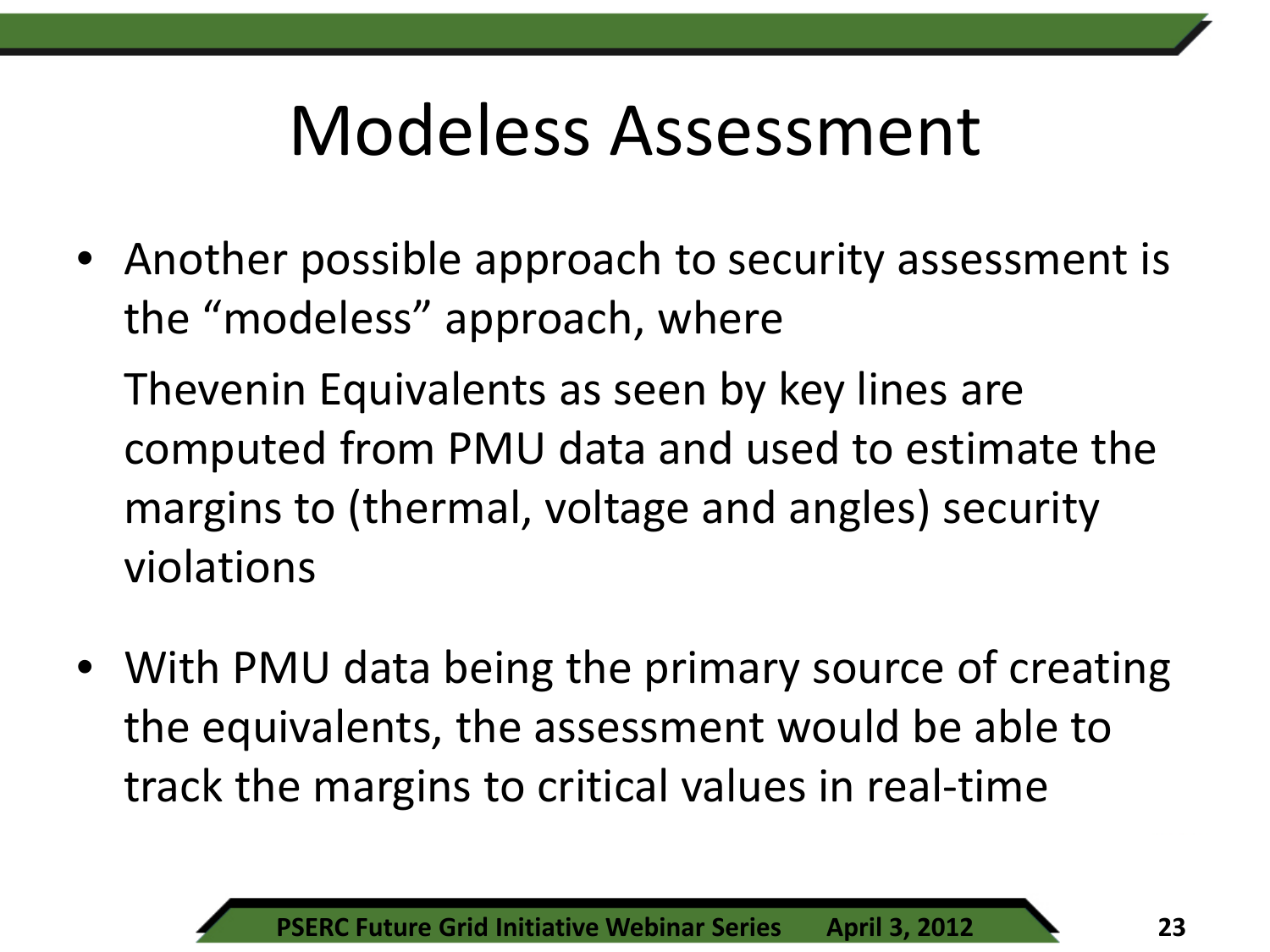# Modeless Assessment

- Another possible approach to security assessment is the “modeless” approach, where

  Thevenin Equivalents as seen by key lines are computed from PMU data and used to estimate the margins to (thermal, voltage and angles) security violations

- With PMU data being the primary source of creating the equivalents, the assessment would be able to track the margins to critical values in real-time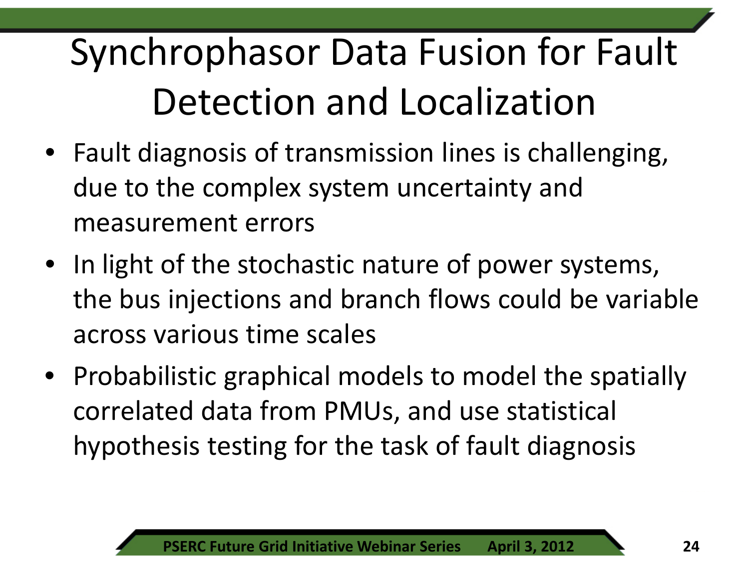# Synchrophasor Data Fusion for Fault Detection and Localization

- Fault diagnosis of transmission lines is challenging, due to the complex system uncertainty and measurement errors
- In light of the stochastic nature of power systems, the bus injections and branch flows could be variable across various time scales
- Probabilistic graphical models to model the spatially correlated data from PMUs, and use statistical hypothesis testing for the task of fault diagnosis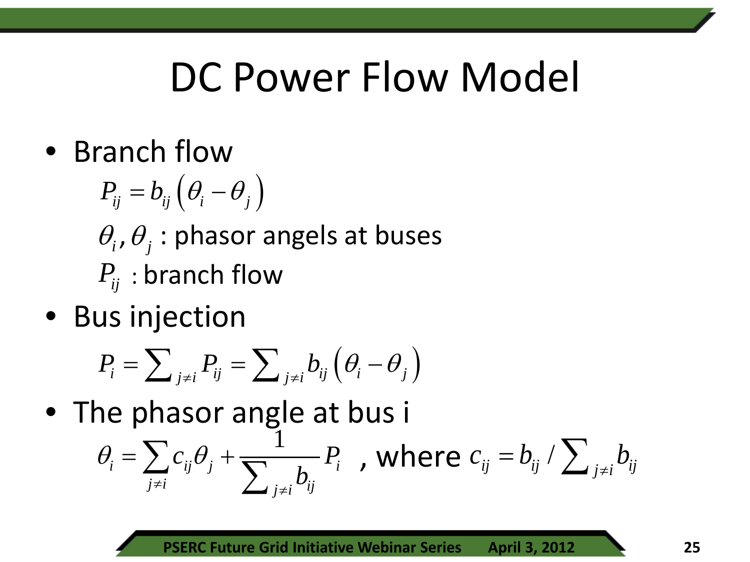# DC Power Flow Model

- Branch flow

  $$P_{ij} = b_{ij}\left(\theta_i - \theta_j\right)$$

  $\theta_i, \theta_j$ : phasor angels at buses

  $P_{ij}$ : branch flow

- Bus injection

  $$P_i = \sum\nolimits_{j \neq i} P_{ij} = \sum\nolimits_{j \neq i} b_{ij}\left(\theta_i - \theta_j\right)$$

- The phasor angle at bus i

  $$\theta_i = \sum_{j \neq i} c_{ij}\theta_j + \frac{1}{\sum\nolimits_{j \neq i} b_{ij}} P_i$$ , where $c_{ij} = b_{ij} / \sum\nolimits_{j \neq i} b_{ij}$

PSERC Future Grid Initiative Webinar Series April 3, 2012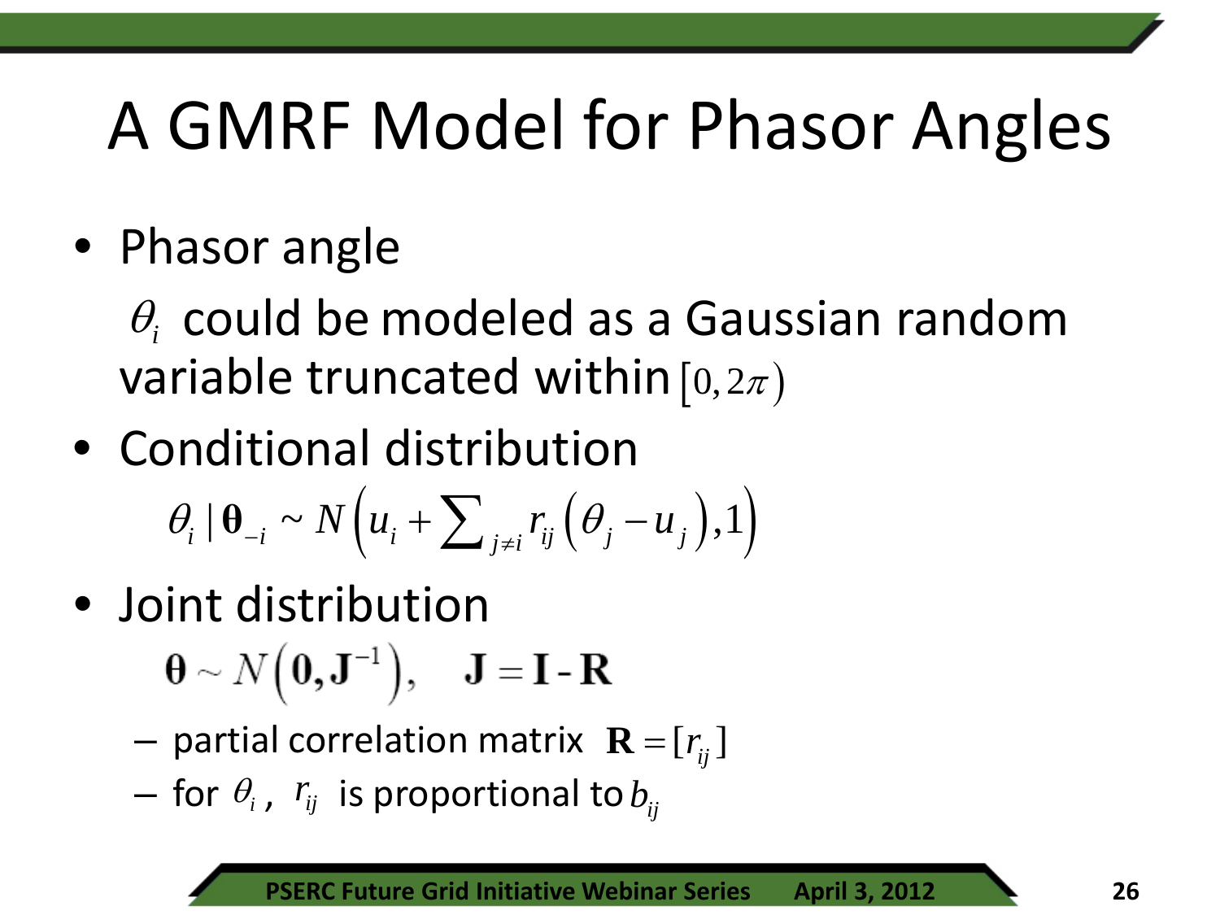# A GMRF Model for Phasor Angles

- Phasor angle

  $\theta_i$ could be modeled as a Gaussian random variable truncated within $[0, 2\pi)$

- Conditional distribution

$$\theta_i \mid \boldsymbol{\theta}_{-i} \sim N\left(u_i + \sum_{j \neq i} r_{ij}\left(\theta_j - u_j\right), 1\right)$$

- Joint distribution

$$\boldsymbol{\theta} \sim N\left(\mathbf{0}, \mathbf{J}^{-1}\right), \quad \mathbf{J} = \mathbf{I} - \mathbf{R}$$

  – partial correlation matrix $\mathbf{R} = [r_{ij}]$

  – for $\theta_i$, $r_{ij}$ is proportional to $b_{ij}$

PSERC Future Grid Initiative Webinar Series April 3, 2012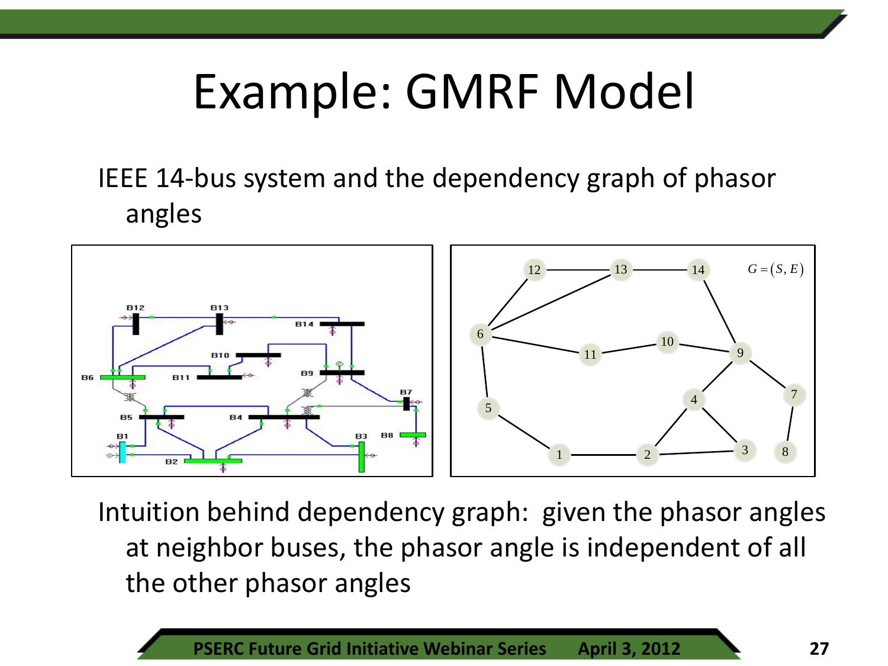# Example: GMRF Model

IEEE 14-bus system and the dependency graph of phasor angles

$G = (S, E)$

Intuition behind dependency graph: given the phasor angles at neighbor buses, the phasor angle is independent of all the other phasor angles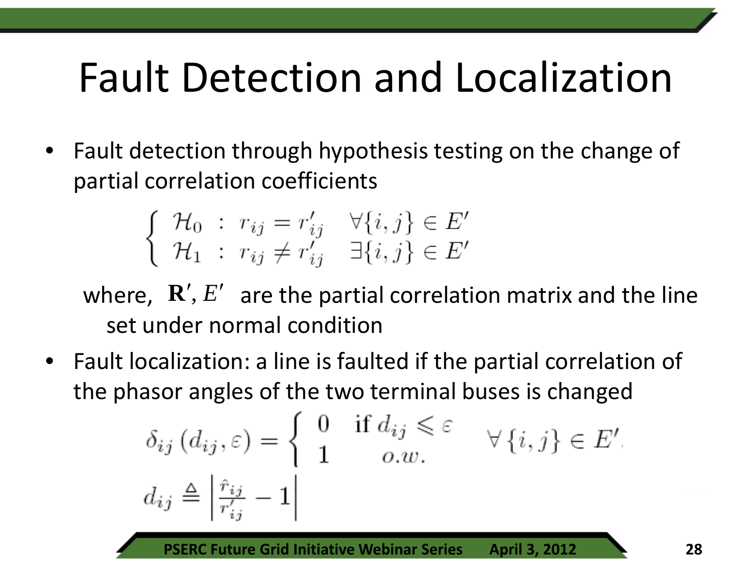# Fault Detection and Localization

- Fault detection through hypothesis testing on the change of partial correlation coefficients

$$
\begin{cases} \mathcal{H}_0 \ : \ r_{ij} = r'_{ij} & \forall \{i,j\} \in E' \\ \mathcal{H}_1 \ : \ r_{ij} \neq r'_{ij} & \exists \{i,j\} \in E' \end{cases}
$$

  where, $\mathbf{R}', E'$ are the partial correlation matrix and the line set under normal condition

- Fault localization: a line is faulted if the partial correlation of the phasor angles of the two terminal buses is changed

$$
\delta_{ij}\left(d_{ij}, \varepsilon\right) = \begin{cases} 0 & \text{if } d_{ij} \leqslant \varepsilon \\ 1 & o.w. \end{cases} \quad \forall \{i,j\} \in E'
$$

$$
d_{ij} \triangleq \left| \frac{\hat{r}_{ij}}{r'_{ij}} - 1 \right|
$$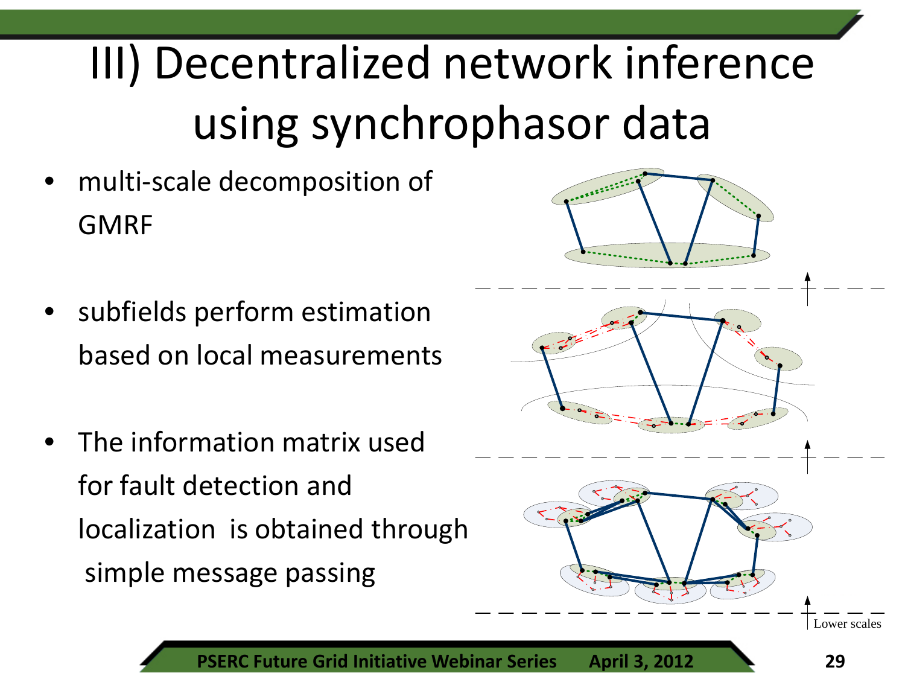# III) Decentralized network inference using synchrophasor data

- multi-scale decomposition of GMRF
- subfields perform estimation based on local measurements
- The information matrix used for fault detection and localization is obtained through simple message passing

Lower scales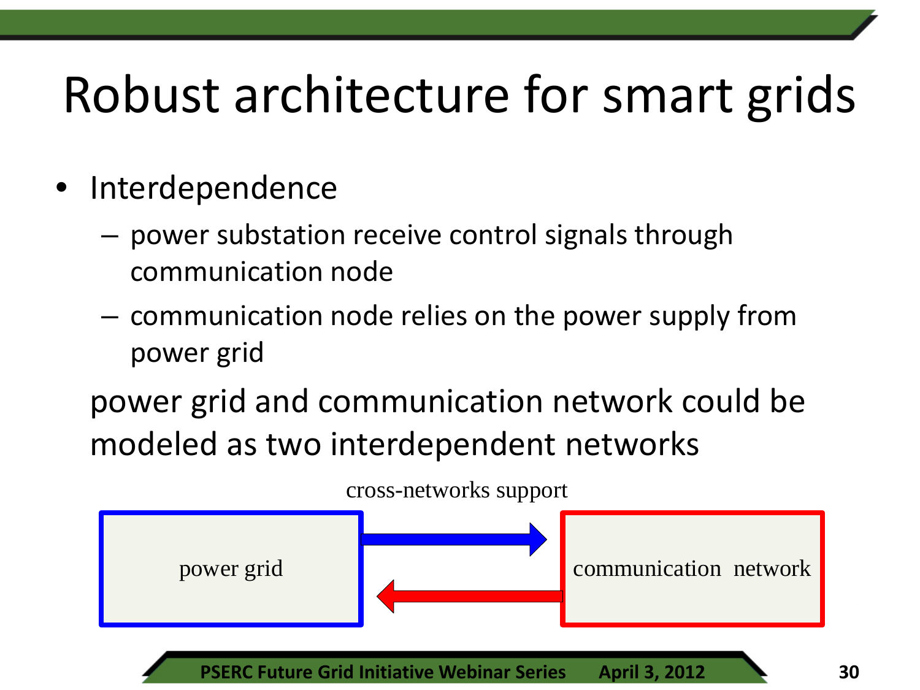# Robust architecture for smart grids

- Interdependence
  - power substation receive control signals through communication node
  - communication node relies on the power supply from power grid

  power grid and communication network could be modeled as two interdependent networks

cross-networks support

power grid

communication network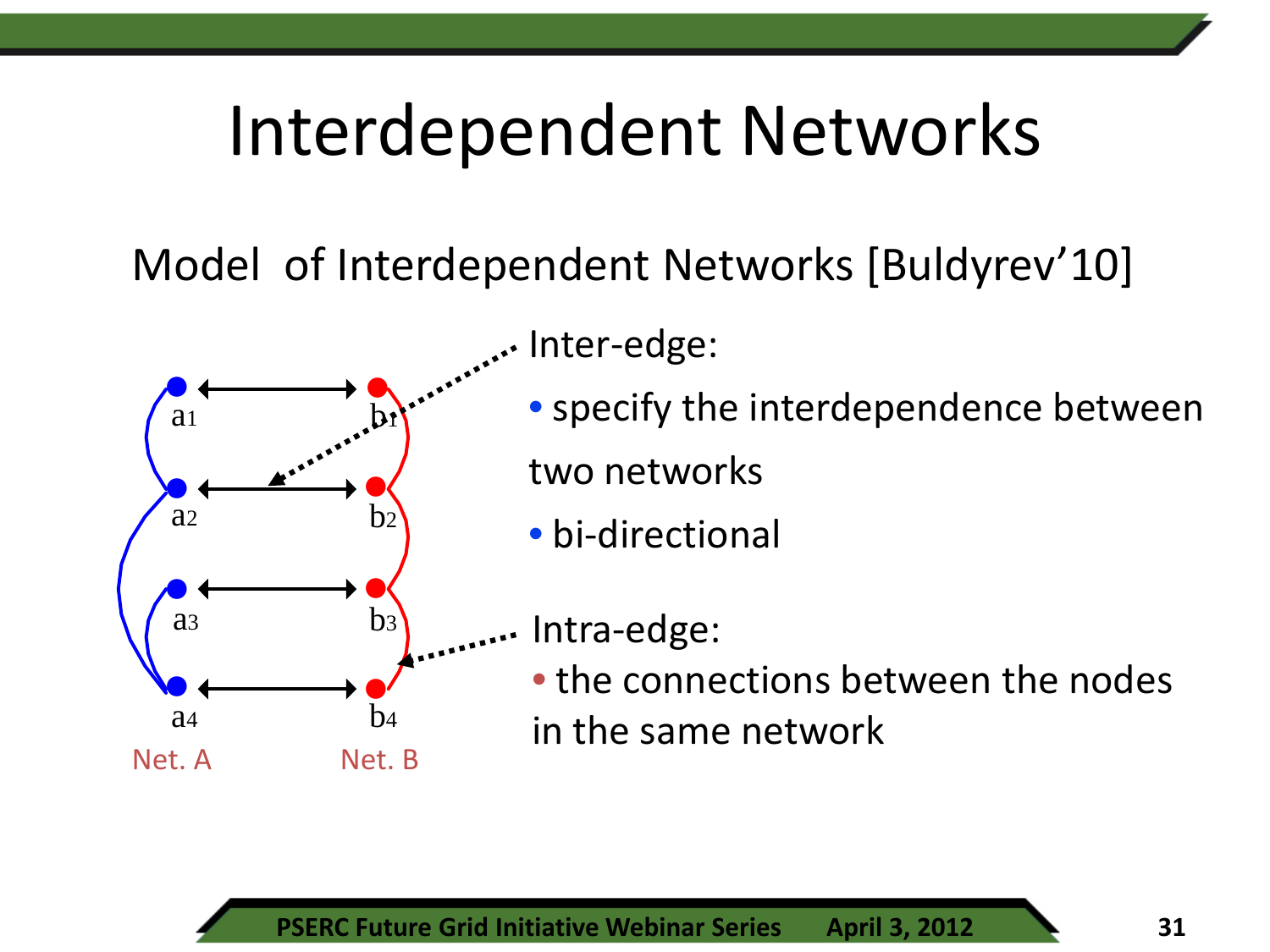# Interdependent Networks

## Model of Interdependent Networks [Buldyrev'10]

$a_1$ $b_1$

$a_2$ $b_2$

$a_3$ $b_3$

$a_4$ $b_4$

Net. A Net. B

Inter-edge:

- specify the interdependence between two networks
- bi-directional

Intra-edge:

- the connections between the nodes in the same network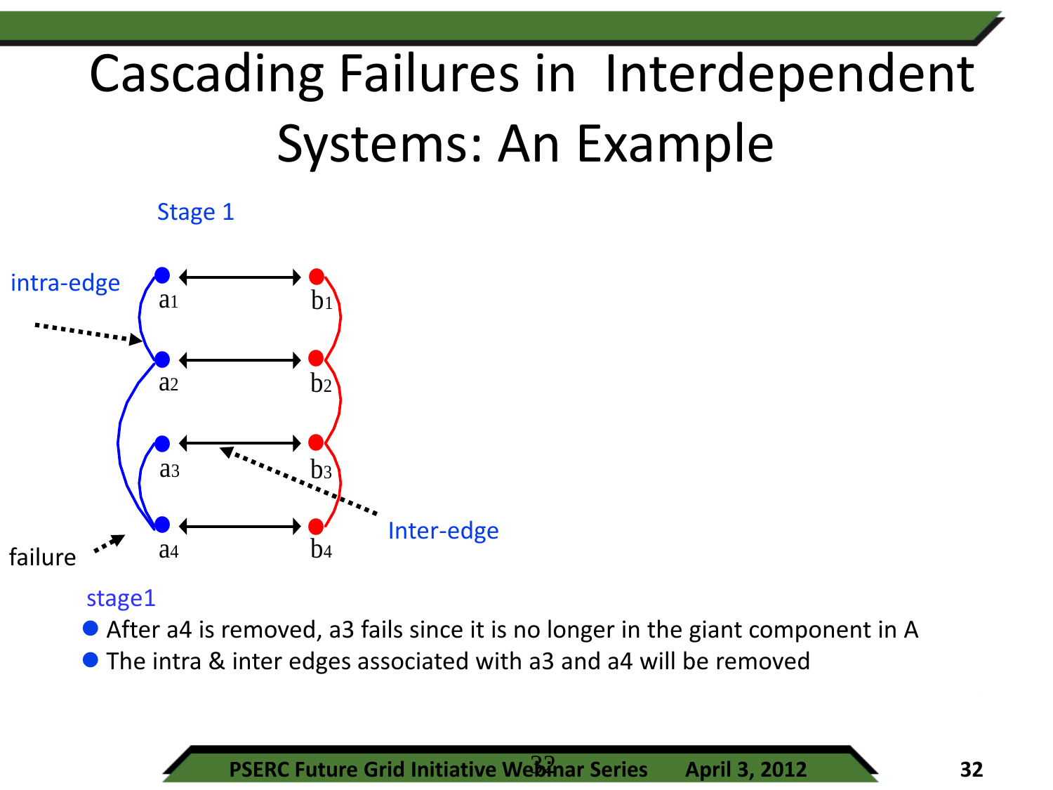# Cascading Failures in Interdependent Systems: An Example

Stage 1

intra-edge

a1 b1

a2 b2

a3 b3

a4 b4

failure

Inter-edge

stage1

- After a4 is removed, a3 fails since it is no longer in the giant component in A
- The intra & inter edges associated with a3 and a4 will be removed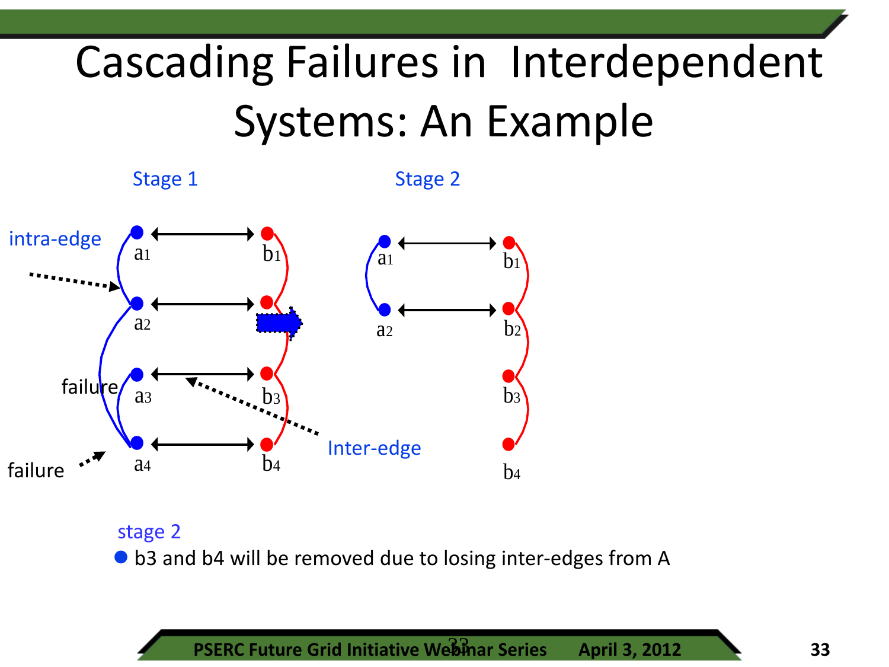# Cascading Failures in Interdependent Systems: An Example

Stage 1

Stage 2

intra-edge

failure

failure

Inter-edge

$a_1$ $b_1$ $a_2$ $b_2$ $a_3$ $b_3$ $a_4$ $b_4$

stage 2

- b3 and b4 will be removed due to losing inter-edges from A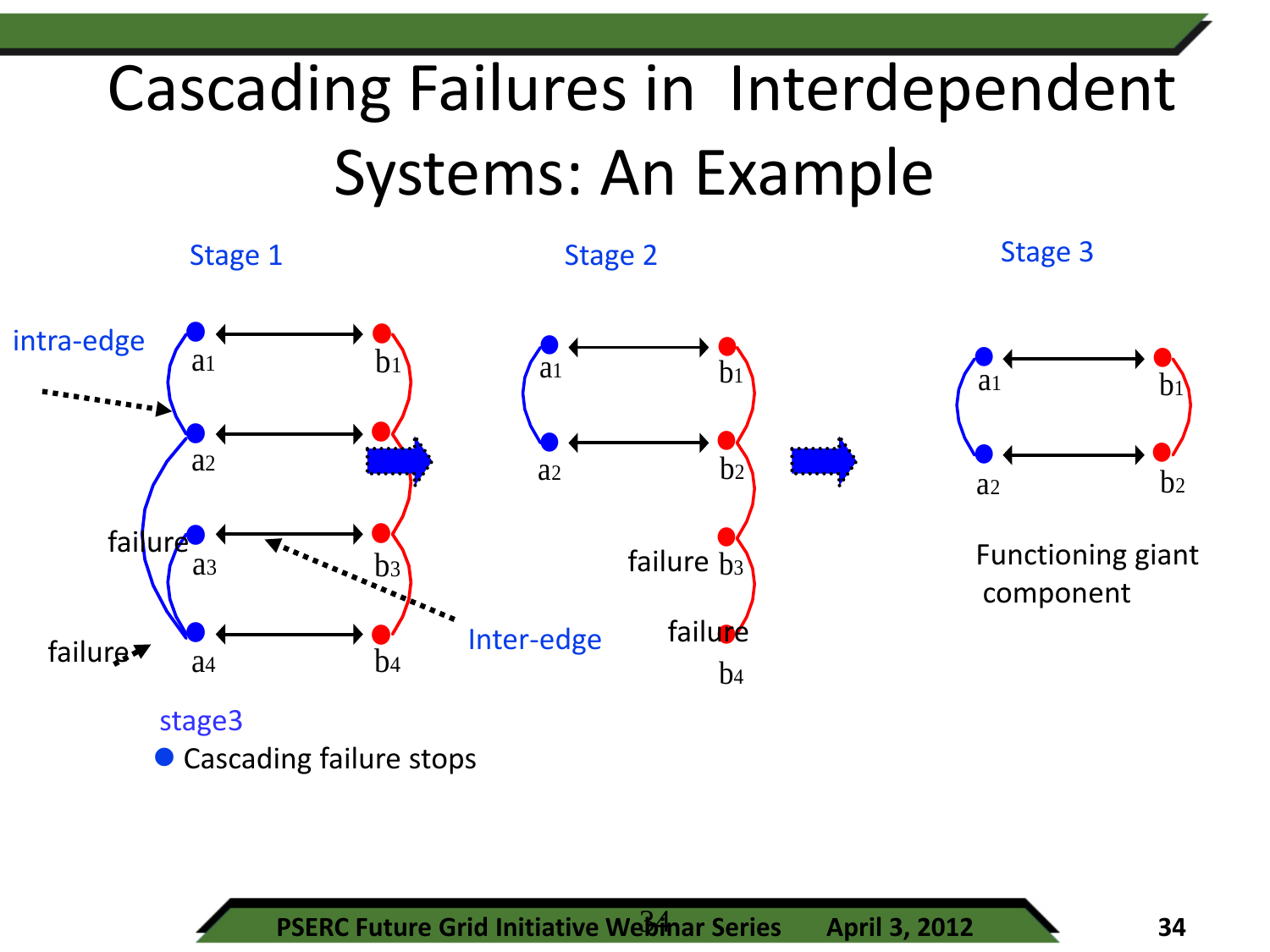# Cascading Failures in Interdependent Systems: An Example

Stage 1

intra-edge

$a_1$ $b_1$

$a_2$ $b_2$

failure $a_3$ $b_3$

failure $a_4$ $b_4$

Inter-edge

Stage 2

$a_1$ $b_1$

$a_2$ $b_2$

failure $b_3$

failure $b_4$

Stage 3

$a_1$ $b_1$

$a_2$ $b_2$

Functioning giant component

stage3

- Cascading failure stops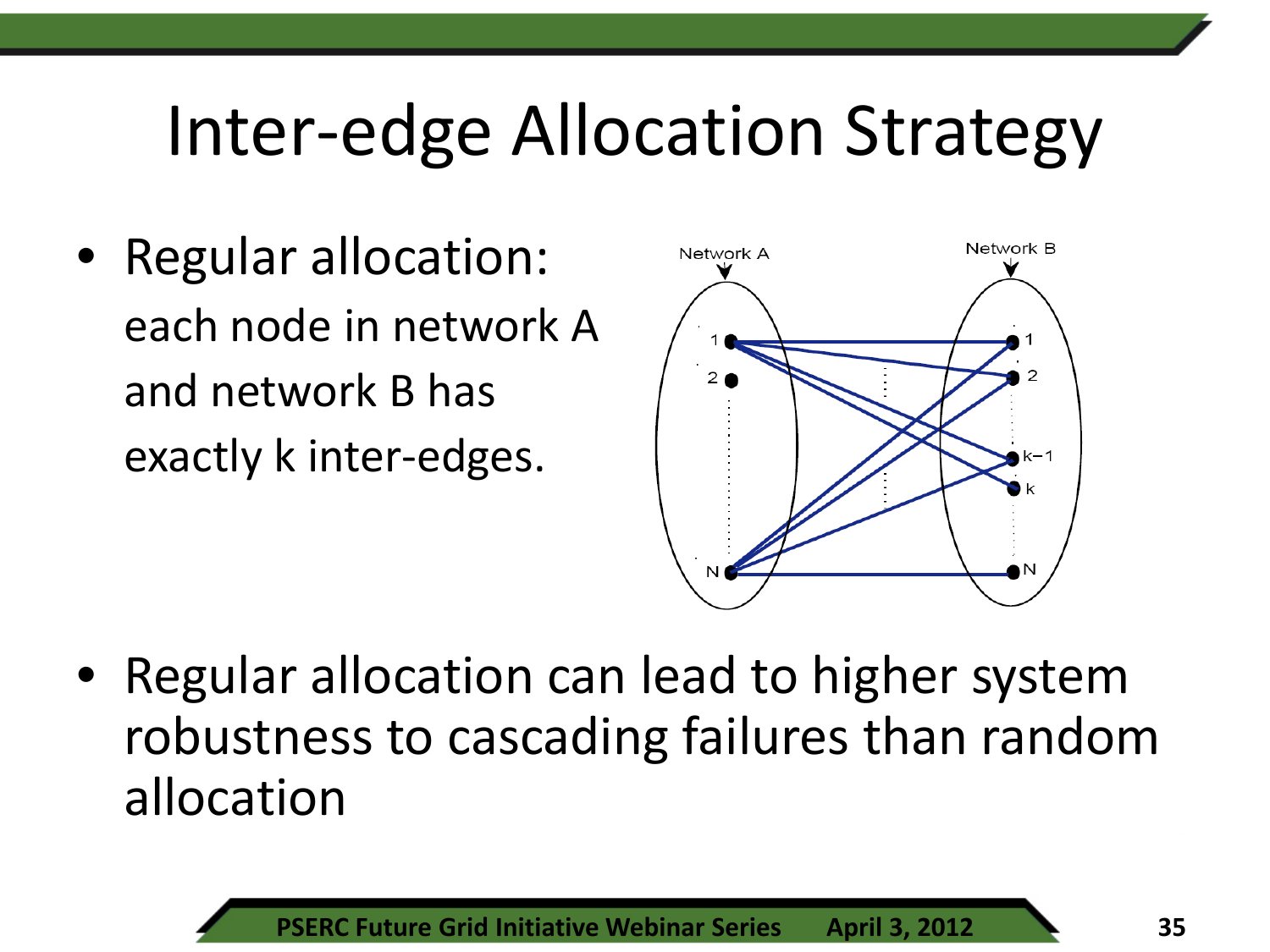# Inter-edge Allocation Strategy

- Regular allocation:
  each node in network A and network B has exactly k inter-edges.

- Regular allocation can lead to higher system robustness to cascading failures than random allocation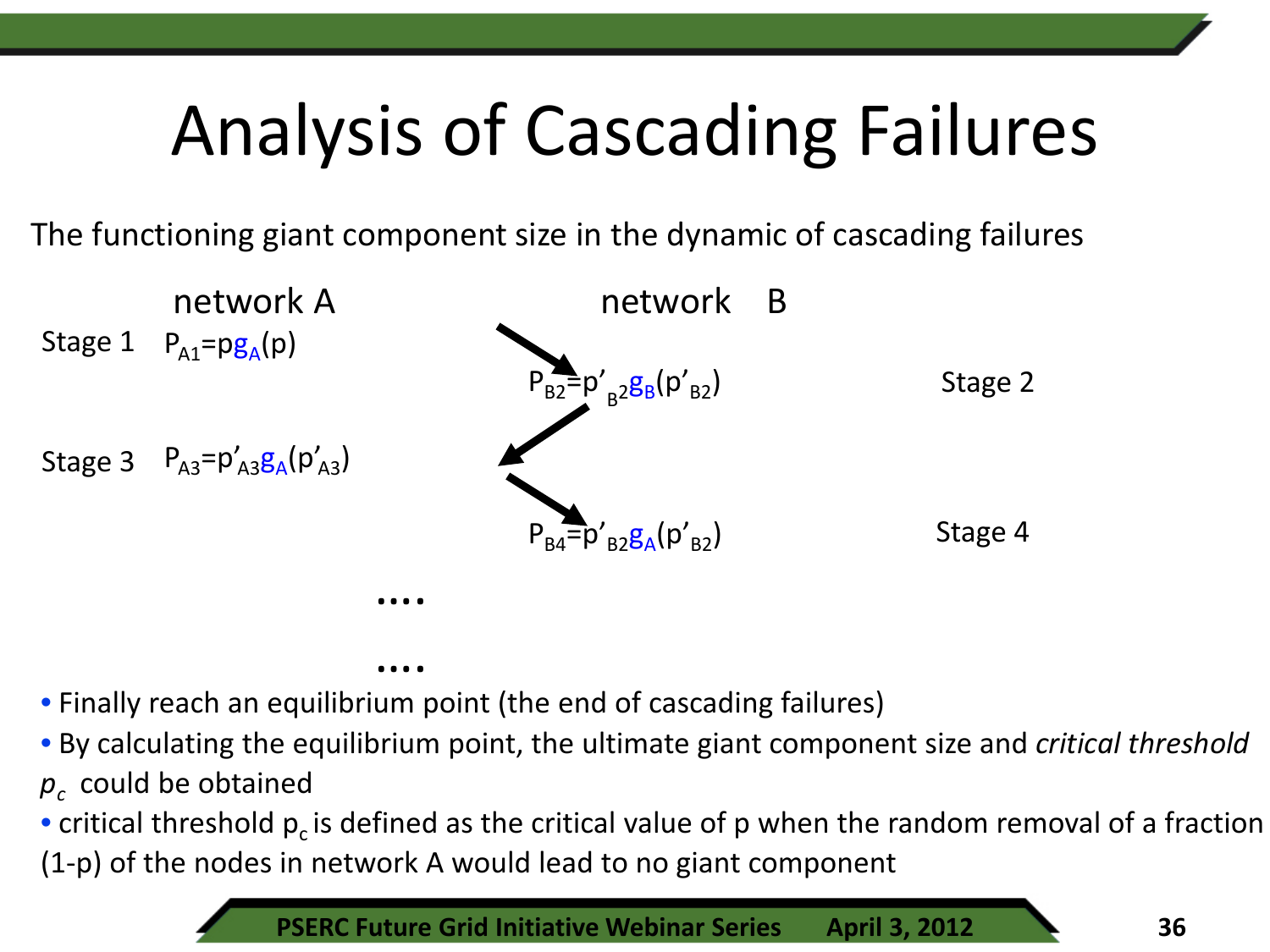# Analysis of Cascading Failures

The functioning giant component size in the dynamic of cascading failures

| | network A | network B | |
|---|---|---|---|
| Stage 1 | $P_{A1}=pg_A(p)$ | | |
| | | $P_{B2}=p'_{B2}g_B(p'_{B2})$ | Stage 2 |
| Stage 3 | $P_{A3}=p'_{A3}g_A(p'_{A3})$ | | |
| | | $P_{B4}=p'_{B2}g_A(p'_{B2})$ | Stage 4 |

....

....

- Finally reach an equilibrium point (the end of cascading failures)
- By calculating the equilibrium point, the ultimate giant component size and *critical threshold* $p_c$ could be obtained
- critical threshold $p_c$ is defined as the critical value of p when the random removal of a fraction (1-p) of the nodes in network A would lead to no giant component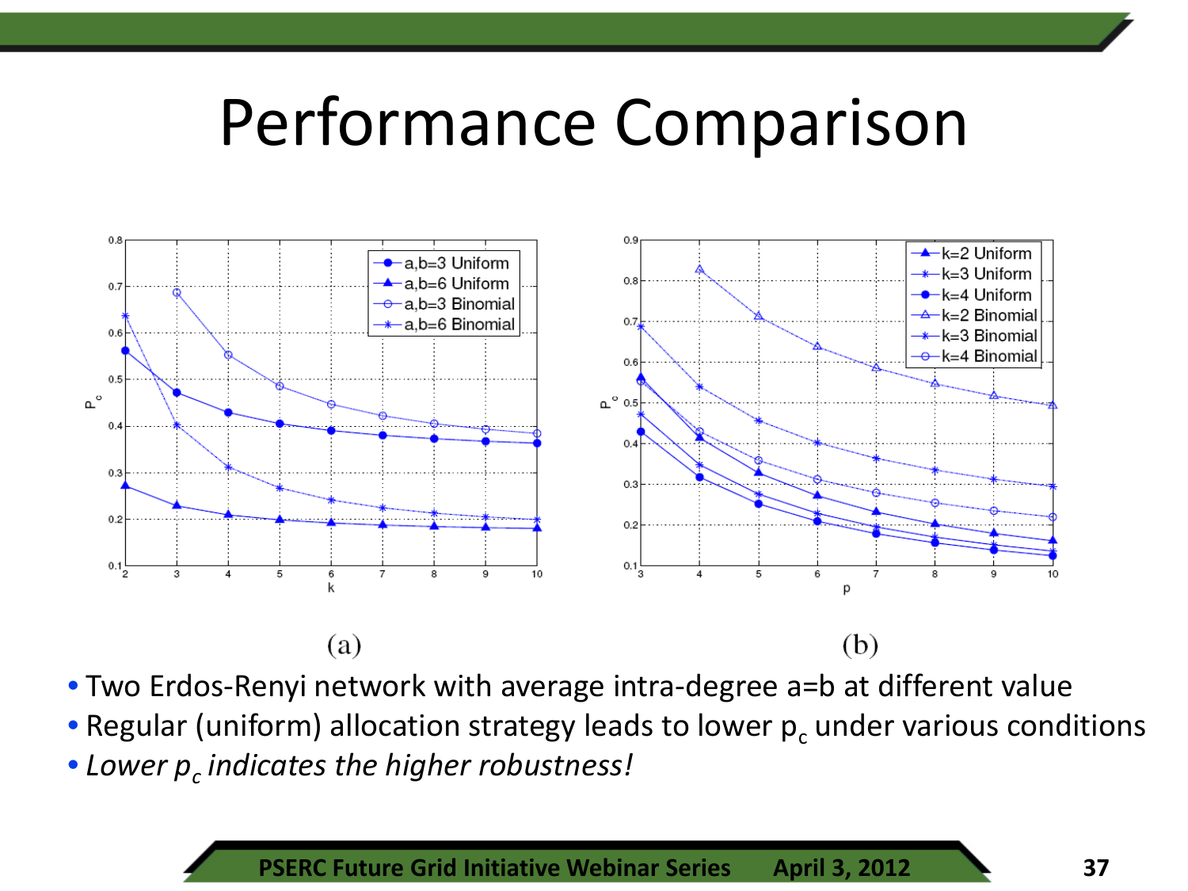# Performance Comparison

(a)　　　　　　　　　　　　　　　　(b)

- Two Erdos-Renyi network with average intra-degree a=b at different value
- Regular (uniform) allocation strategy leads to lower $p_c$ under various conditions
- *Lower $p_c$ indicates the higher robustness!*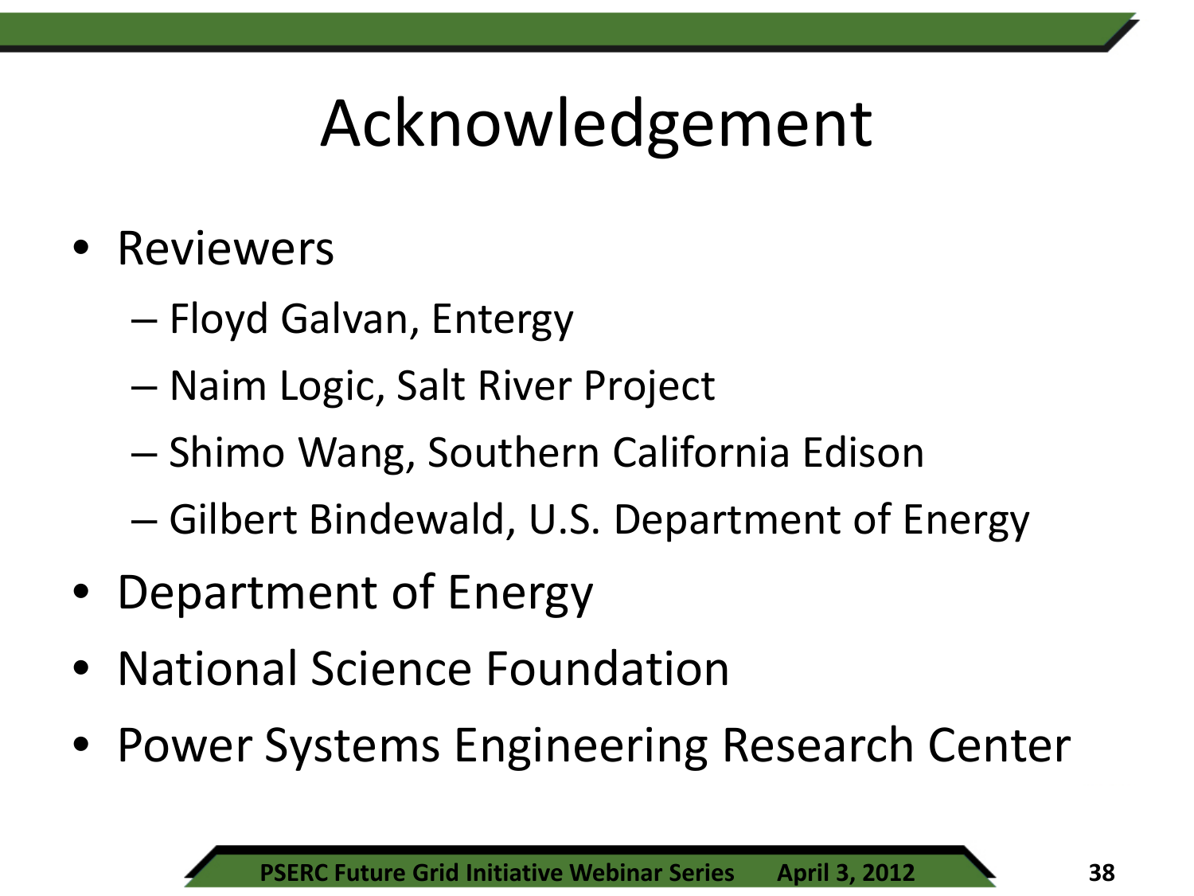# Acknowledgement

- Reviewers
  - Floyd Galvan, Entergy
  - Naim Logic, Salt River Project
  - Shimo Wang, Southern California Edison
  - Gilbert Bindewald, U.S. Department of Energy
- Department of Energy
- National Science Foundation
- Power Systems Engineering Research Center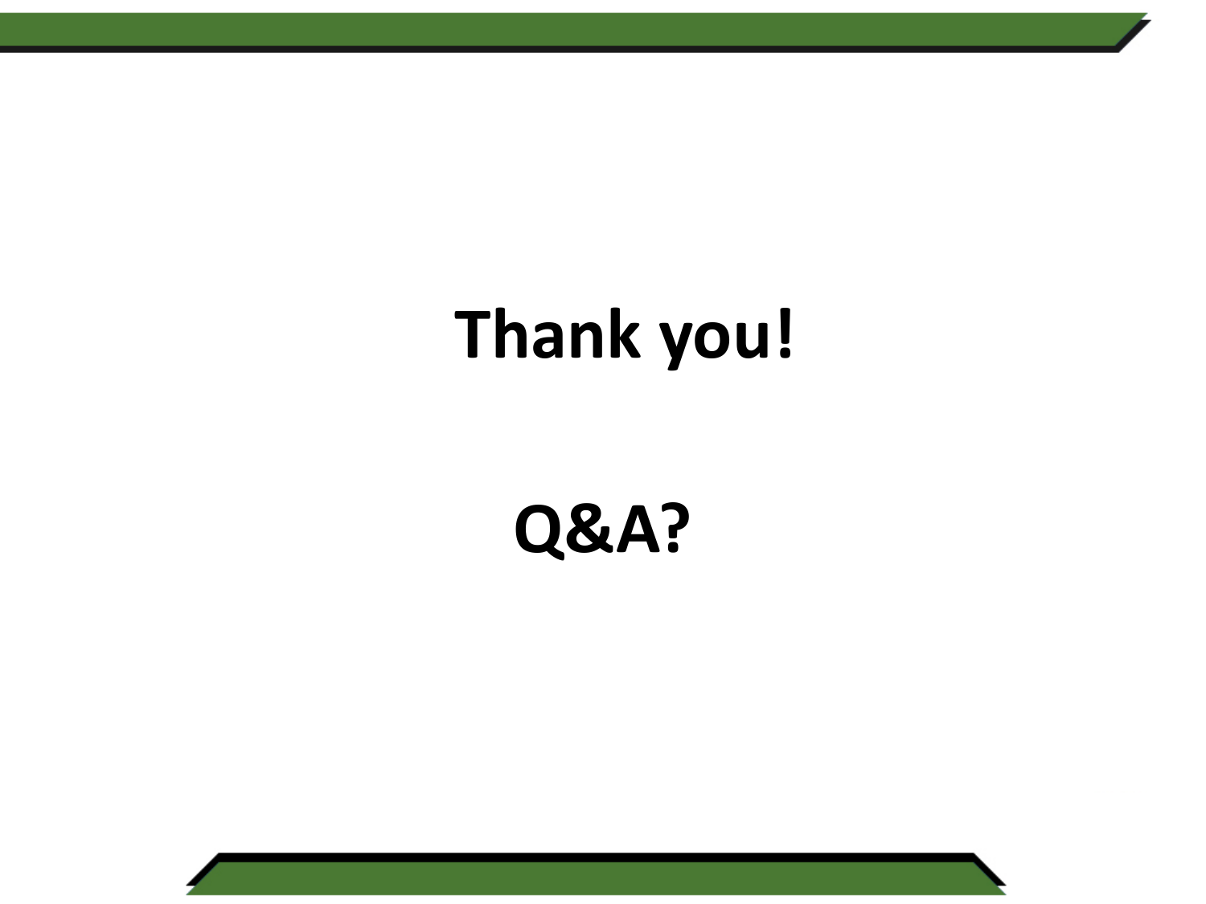**Thank you!**

**Q&A?**